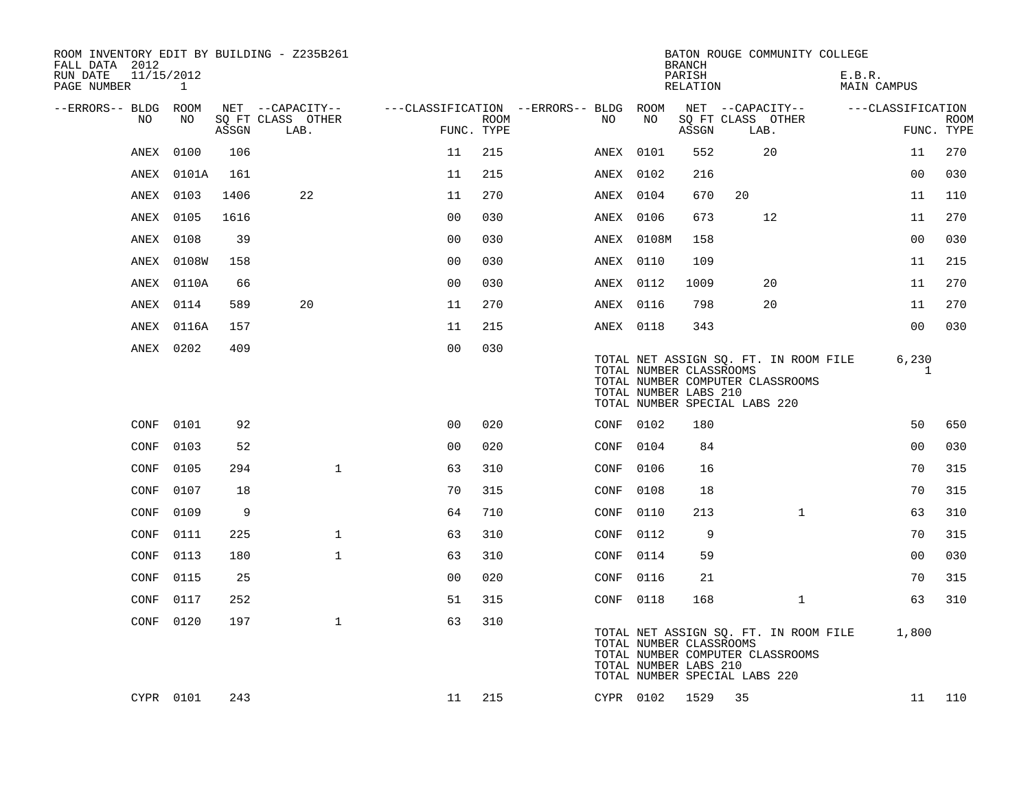ROOM INVENTORY EDIT BY BUILDING - Z235B261
FALL DATA 2012
RUN DATE 11/15/2012
PAGE NUMBER 1

BATON ROUGE COMMUNITY COLLEGE
BRANCH
PARISH E.B.R.
RELATION MAIN CAMPUS

| --ERRORS-- | BLDG NO | ROOM NO | NET SQ FT ASSGN | CAPACITY CLASS | CAPACITY OTHER LAB. | CLASSIFICATION FUNC. | ROOM TYPE | --ERRORS-- | BLDG NO | ROOM NO | NET SQ FT ASSGN | CAPACITY CLASS | CAPACITY OTHER LAB. | CLASSIFICATION FUNC. | ROOM TYPE |
|---|---|---|---|---|---|---|---|---|---|---|---|---|---|---|---|
| | ANEX | 0100 | 106 | | | 11 | 215 | | ANEX | 0101 | 552 | | 20 | 11 | 270 |
| | ANEX | 0101A | 161 | | | 11 | 215 | | ANEX | 0102 | 216 | | | 00 | 030 |
| | ANEX | 0103 | 1406 | | 22 | 11 | 270 | | ANEX | 0104 | 670 | 20 | | 11 | 110 |
| | ANEX | 0105 | 1616 | | | 00 | 030 | | ANEX | 0106 | 673 | | 12 | 11 | 270 |
| | ANEX | 0108 | 39 | | | 00 | 030 | | ANEX | 0108M | 158 | | | 00 | 030 |
| | ANEX | 0108W | 158 | | | 00 | 030 | | ANEX | 0110 | 109 | | | 11 | 215 |
| | ANEX | 0110A | 66 | | | 00 | 030 | | ANEX | 0112 | 1009 | | 20 | 11 | 270 |
| | ANEX | 0114 | 589 | | 20 | 11 | 270 | | ANEX | 0116 | 798 | | 20 | 11 | 270 |
| | ANEX | 0116A | 157 | | | 11 | 215 | | ANEX | 0118 | 343 | | | 00 | 030 |
| | ANEX | 0202 | 409 | | | 00 | 030 | | | | | | | | |

TOTAL NET ASSIGN SQ. FT. IN ROOM FILE 6,230
TOTAL NUMBER CLASSROOMS 1
TOTAL NUMBER COMPUTER CLASSROOMS
TOTAL NUMBER LABS 210
TOTAL NUMBER SPECIAL LABS 220

| --ERRORS-- | BLDG NO | ROOM NO | NET SQ FT ASSGN | CAPACITY CLASS | CAPACITY OTHER LAB. | CLASSIFICATION FUNC. | ROOM TYPE | --ERRORS-- | BLDG NO | ROOM NO | NET SQ FT ASSGN | CAPACITY CLASS | CAPACITY OTHER LAB. | CLASSIFICATION FUNC. | ROOM TYPE |
|---|---|---|---|---|---|---|---|---|---|---|---|---|---|---|---|
| | CONF | 0101 | 92 | | | 00 | 020 | | CONF | 0102 | 180 | | | 50 | 650 |
| | CONF | 0103 | 52 | | | 00 | 020 | | CONF | 0104 | 84 | | | 00 | 030 |
| | CONF | 0105 | 294 | | 1 | 63 | 310 | | CONF | 0106 | 16 | | | 70 | 315 |
| | CONF | 0107 | 18 | | | 70 | 315 | | CONF | 0108 | 18 | | | 70 | 315 |
| | CONF | 0109 | 9 | | | 64 | 710 | | CONF | 0110 | 213 | | 1 | 63 | 310 |
| | CONF | 0111 | 225 | | 1 | 63 | 310 | | CONF | 0112 | 9 | | | 70 | 315 |
| | CONF | 0113 | 180 | | 1 | 63 | 310 | | CONF | 0114 | 59 | | | 00 | 030 |
| | CONF | 0115 | 25 | | | 00 | 020 | | CONF | 0116 | 21 | | | 70 | 315 |
| | CONF | 0117 | 252 | | | 51 | 315 | | CONF | 0118 | 168 | | 1 | 63 | 310 |
| | CONF | 0120 | 197 | | 1 | 63 | 310 | | | | | | | | |

TOTAL NET ASSIGN SQ. FT. IN ROOM FILE 1,800
TOTAL NUMBER CLASSROOMS
TOTAL NUMBER COMPUTER CLASSROOMS
TOTAL NUMBER LABS 210
TOTAL NUMBER SPECIAL LABS 220

| --ERRORS-- | BLDG NO | ROOM NO | NET SQ FT ASSGN | CAPACITY CLASS | CAPACITY OTHER LAB. | CLASSIFICATION FUNC. | ROOM TYPE | --ERRORS-- | BLDG NO | ROOM NO | NET SQ FT ASSGN | CAPACITY CLASS | CAPACITY OTHER LAB. | CLASSIFICATION FUNC. | ROOM TYPE |
|---|---|---|---|---|---|---|---|---|---|---|---|---|---|---|---|
| | CYPR | 0101 | 243 | | | 11 | 215 | | CYPR | 0102 | 1529 | 35 | | 11 | 110 |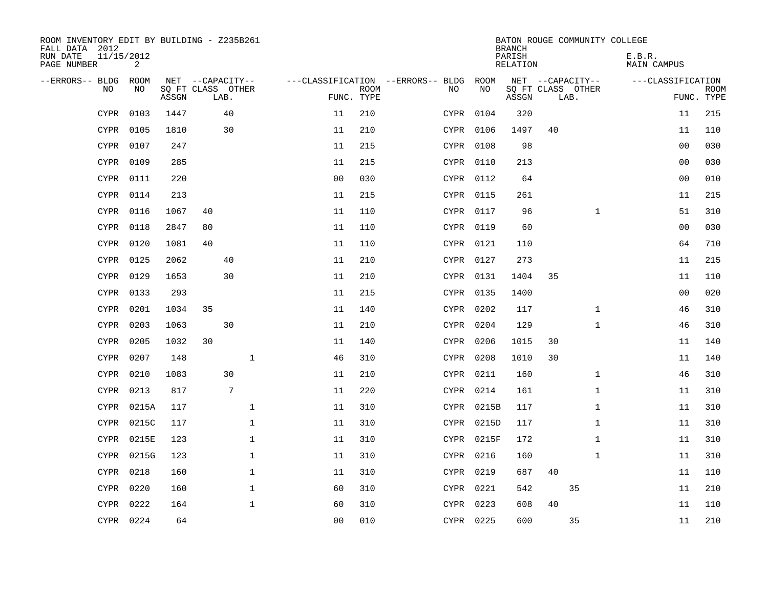ROOM INVENTORY EDIT BY BUILDING - Z235B261
FALL DATA 2012
RUN DATE 11/15/2012
PAGE NUMBER 2

BATON ROUGE COMMUNITY COLLEGE
BRANCH
PARISH E.B.R.
RELATION MAIN CAMPUS

| --ERRORS-- | BLDG NO | ROOM NO | NET SQ FT ASSGN | CAPACITY CLASS | CAPACITY LAB. | CAPACITY OTHER | CLASSIFICATION FUNC. | ROOM TYPE | --ERRORS-- | BLDG NO | ROOM NO | NET SQ FT ASSGN | CAPACITY CLASS | CAPACITY LAB. | CAPACITY OTHER | CLASSIFICATION FUNC. | ROOM TYPE |
|---|---|---|---|---|---|---|---|---|---|---|---|---|---|---|---|---|---|
| | CYPR | 0103 | 1447 | | 40 | | 11 | 210 | | CYPR | 0104 | 320 | | | | 11 | 215 |
| | CYPR | 0105 | 1810 | | 30 | | 11 | 210 | | CYPR | 0106 | 1497 | 40 | | | 11 | 110 |
| | CYPR | 0107 | 247 | | | | 11 | 215 | | CYPR | 0108 | 98 | | | | 00 | 030 |
| | CYPR | 0109 | 285 | | | | 11 | 215 | | CYPR | 0110 | 213 | | | | 00 | 030 |
| | CYPR | 0111 | 220 | | | | 00 | 030 | | CYPR | 0112 | 64 | | | | 00 | 010 |
| | CYPR | 0114 | 213 | | | | 11 | 215 | | CYPR | 0115 | 261 | | | | 11 | 215 |
| | CYPR | 0116 | 1067 | 40 | | | 11 | 110 | | CYPR | 0117 | 96 | | | 1 | 51 | 310 |
| | CYPR | 0118 | 2847 | 80 | | | 11 | 110 | | CYPR | 0119 | 60 | | | | 00 | 030 |
| | CYPR | 0120 | 1081 | 40 | | | 11 | 110 | | CYPR | 0121 | 110 | | | | 64 | 710 |
| | CYPR | 0125 | 2062 | | 40 | | 11 | 210 | | CYPR | 0127 | 273 | | | | 11 | 215 |
| | CYPR | 0129 | 1653 | | 30 | | 11 | 210 | | CYPR | 0131 | 1404 | 35 | | | 11 | 110 |
| | CYPR | 0133 | 293 | | | | 11 | 215 | | CYPR | 0135 | 1400 | | | | 00 | 020 |
| | CYPR | 0201 | 1034 | 35 | | | 11 | 140 | | CYPR | 0202 | 117 | | | 1 | 46 | 310 |
| | CYPR | 0203 | 1063 | | 30 | | 11 | 210 | | CYPR | 0204 | 129 | | | 1 | 46 | 310 |
| | CYPR | 0205 | 1032 | 30 | | | 11 | 140 | | CYPR | 0206 | 1015 | 30 | | | 11 | 140 |
| | CYPR | 0207 | 148 | | | 1 | 46 | 310 | | CYPR | 0208 | 1010 | 30 | | | 11 | 140 |
| | CYPR | 0210 | 1083 | | 30 | | 11 | 210 | | CYPR | 0211 | 160 | | | 1 | 46 | 310 |
| | CYPR | 0213 | 817 | | 7 | | 11 | 220 | | CYPR | 0214 | 161 | | | 1 | 11 | 310 |
| | CYPR | 0215A | 117 | | | 1 | 11 | 310 | | CYPR | 0215B | 117 | | | 1 | 11 | 310 |
| | CYPR | 0215C | 117 | | | 1 | 11 | 310 | | CYPR | 0215D | 117 | | | 1 | 11 | 310 |
| | CYPR | 0215E | 123 | | | 1 | 11 | 310 | | CYPR | 0215F | 172 | | | 1 | 11 | 310 |
| | CYPR | 0215G | 123 | | | 1 | 11 | 310 | | CYPR | 0216 | 160 | | | 1 | 11 | 310 |
| | CYPR | 0218 | 160 | | | 1 | 11 | 310 | | CYPR | 0219 | 687 | 40 | | | 11 | 110 |
| | CYPR | 0220 | 160 | | | 1 | 60 | 310 | | CYPR | 0221 | 542 | | 35 | | 11 | 210 |
| | CYPR | 0222 | 164 | | | 1 | 60 | 310 | | CYPR | 0223 | 608 | 40 | | | 11 | 110 |
| | CYPR | 0224 | 64 | | | | 00 | 010 | | CYPR | 0225 | 600 | | 35 | | 11 | 210 |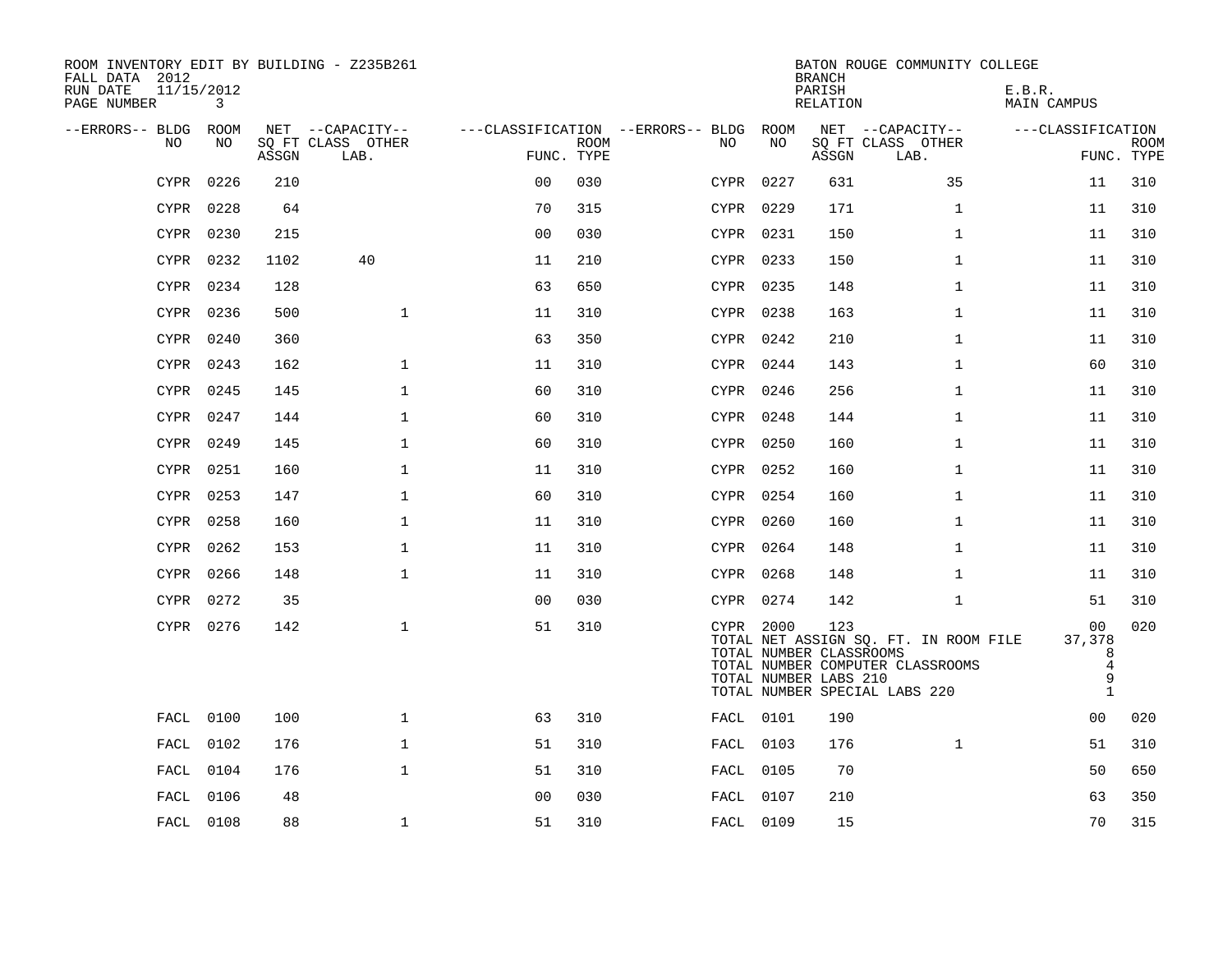ROOM INVENTORY EDIT BY BUILDING - Z235B261
FALL DATA 2012
RUN DATE 11/15/2012
PAGE NUMBER 3

BATON ROUGE COMMUNITY COLLEGE
BRANCH
PARISH E.B.R.
RELATION MAIN CAMPUS

| --ERRORS-- | BLDG NO | ROOM NO | NET SQ FT ASSGN | CAPACITY CLASS LAB. | CAPACITY OTHER | CLASSIFICATION FUNC. | ROOM TYPE | --ERRORS-- | BLDG NO | ROOM NO | NET SQ FT ASSGN | CAPACITY CLASS LAB. | CAPACITY OTHER | CLASSIFICATION FUNC. | ROOM TYPE |
|---|---|---|---|---|---|---|---|---|---|---|---|---|---|---|---|
| | CYPR | 0226 | 210 | | | 00 | 030 | | CYPR | 0227 | 631 | | 35 | 11 | 310 |
| | CYPR | 0228 | 64 | | | 70 | 315 | | CYPR | 0229 | 171 | | 1 | 11 | 310 |
| | CYPR | 0230 | 215 | | | 00 | 030 | | CYPR | 0231 | 150 | | 1 | 11 | 310 |
| | CYPR | 0232 | 1102 | 40 | | 11 | 210 | | CYPR | 0233 | 150 | | 1 | 11 | 310 |
| | CYPR | 0234 | 128 | | | 63 | 650 | | CYPR | 0235 | 148 | | 1 | 11 | 310 |
| | CYPR | 0236 | 500 | | 1 | 11 | 310 | | CYPR | 0238 | 163 | | 1 | 11 | 310 |
| | CYPR | 0240 | 360 | | | 63 | 350 | | CYPR | 0242 | 210 | | 1 | 11 | 310 |
| | CYPR | 0243 | 162 | | 1 | 11 | 310 | | CYPR | 0244 | 143 | | 1 | 60 | 310 |
| | CYPR | 0245 | 145 | | 1 | 60 | 310 | | CYPR | 0246 | 256 | | 1 | 11 | 310 |
| | CYPR | 0247 | 144 | | 1 | 60 | 310 | | CYPR | 0248 | 144 | | 1 | 11 | 310 |
| | CYPR | 0249 | 145 | | 1 | 60 | 310 | | CYPR | 0250 | 160 | | 1 | 11 | 310 |
| | CYPR | 0251 | 160 | | 1 | 11 | 310 | | CYPR | 0252 | 160 | | 1 | 11 | 310 |
| | CYPR | 0253 | 147 | | 1 | 60 | 310 | | CYPR | 0254 | 160 | | 1 | 11 | 310 |
| | CYPR | 0258 | 160 | | 1 | 11 | 310 | | CYPR | 0260 | 160 | | 1 | 11 | 310 |
| | CYPR | 0262 | 153 | | 1 | 11 | 310 | | CYPR | 0264 | 148 | | 1 | 11 | 310 |
| | CYPR | 0266 | 148 | | 1 | 11 | 310 | | CYPR | 0268 | 148 | | 1 | 11 | 310 |
| | CYPR | 0272 | 35 | | | 00 | 030 | | CYPR | 0274 | 142 | | 1 | 51 | 310 |
| | CYPR | 0276 | 142 | | 1 | 51 | 310 | | CYPR | 2000 | 123 | | | 00 | 020 |
| | | | | | | | | | TOTAL NET ASSIGN SQ. FT. IN ROOM FILE | | | | | 37,378 | |
| | | | | | | | | | TOTAL NUMBER CLASSROOMS | | | | | 8 | |
| | | | | | | | | | TOTAL NUMBER COMPUTER CLASSROOMS | | | | | 4 | |
| | | | | | | | | | TOTAL NUMBER LABS 210 | | | | | 9 | |
| | | | | | | | | | TOTAL NUMBER SPECIAL LABS 220 | | | | | 1 | |
| | FACL | 0100 | 100 | | 1 | 63 | 310 | | FACL | 0101 | 190 | | | 00 | 020 |
| | FACL | 0102 | 176 | | 1 | 51 | 310 | | FACL | 0103 | 176 | | 1 | 51 | 310 |
| | FACL | 0104 | 176 | | 1 | 51 | 310 | | FACL | 0105 | 70 | | | 50 | 650 |
| | FACL | 0106 | 48 | | | 00 | 030 | | FACL | 0107 | 210 | | | 63 | 350 |
| | FACL | 0108 | 88 | | 1 | 51 | 310 | | FACL | 0109 | 15 | | | 70 | 315 |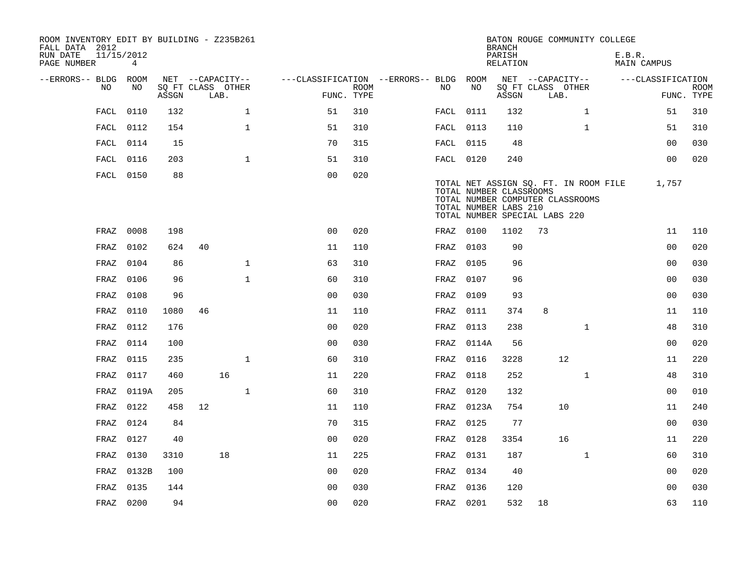ROOM INVENTORY EDIT BY BUILDING - Z235B261
FALL DATA 2012
RUN DATE 11/15/2012
PAGE NUMBER 4

BATON ROUGE COMMUNITY COLLEGE
BRANCH
PARISH E.B.R.
RELATION MAIN CAMPUS

| --ERRORS-- | BLDG NO | ROOM NO | NET SQ FT ASSGN | CAPACITY CLASS | CAPACITY LAB. | CAPACITY OTHER | CLASSIFICATION FUNC. | ROOM TYPE | --ERRORS-- | BLDG NO | ROOM NO | NET SQ FT ASSGN | CAPACITY CLASS | CAPACITY LAB. | CAPACITY OTHER | CLASSIFICATION FUNC. | ROOM TYPE |
|---|---|---|---|---|---|---|---|---|---|---|---|---|---|---|---|---|---|
| | FACL | 0110 | 132 | | | 1 | 51 | 310 | | FACL | 0111 | 132 | | | 1 | 51 | 310 |
| | FACL | 0112 | 154 | | | 1 | 51 | 310 | | FACL | 0113 | 110 | | | 1 | 51 | 310 |
| | FACL | 0114 | 15 | | | | 70 | 315 | | FACL | 0115 | 48 | | | | 00 | 030 |
| | FACL | 0116 | 203 | | | 1 | 51 | 310 | | FACL | 0120 | 240 | | | | 00 | 020 |
| | FACL | 0150 | 88 | | | | 00 | 020 | | | | | | | | | |

TOTAL NET ASSIGN SQ. FT. IN ROOM FILE 1,757
TOTAL NUMBER CLASSROOMS
TOTAL NUMBER COMPUTER CLASSROOMS
TOTAL NUMBER LABS 210
TOTAL NUMBER SPECIAL LABS 220

| --ERRORS-- | BLDG NO | ROOM NO | NET SQ FT ASSGN | CAPACITY CLASS | CAPACITY LAB. | CAPACITY OTHER | CLASSIFICATION FUNC. | ROOM TYPE | --ERRORS-- | BLDG NO | ROOM NO | NET SQ FT ASSGN | CAPACITY CLASS | CAPACITY LAB. | CAPACITY OTHER | CLASSIFICATION FUNC. | ROOM TYPE |
|---|---|---|---|---|---|---|---|---|---|---|---|---|---|---|---|---|---|
| | FRAZ | 0008 | 198 | | | | 00 | 020 | | FRAZ | 0100 | 1102 | 73 | | | 11 | 110 |
| | FRAZ | 0102 | 624 | 40 | | | 11 | 110 | | FRAZ | 0103 | 90 | | | | 00 | 020 |
| | FRAZ | 0104 | 86 | | | 1 | 63 | 310 | | FRAZ | 0105 | 96 | | | | 00 | 030 |
| | FRAZ | 0106 | 96 | | | 1 | 60 | 310 | | FRAZ | 0107 | 96 | | | | 00 | 030 |
| | FRAZ | 0108 | 96 | | | | 00 | 030 | | FRAZ | 0109 | 93 | | | | 00 | 030 |
| | FRAZ | 0110 | 1080 | 46 | | | 11 | 110 | | FRAZ | 0111 | 374 | 8 | | | 11 | 110 |
| | FRAZ | 0112 | 176 | | | | 00 | 020 | | FRAZ | 0113 | 238 | | | 1 | 48 | 310 |
| | FRAZ | 0114 | 100 | | | | 00 | 030 | | FRAZ | 0114A | 56 | | | | 00 | 020 |
| | FRAZ | 0115 | 235 | | | 1 | 60 | 310 | | FRAZ | 0116 | 3228 | | 12 | | 11 | 220 |
| | FRAZ | 0117 | 460 | | 16 | | 11 | 220 | | FRAZ | 0118 | 252 | | | 1 | 48 | 310 |
| | FRAZ | 0119A | 205 | | | 1 | 60 | 310 | | FRAZ | 0120 | 132 | | | | 00 | 010 |
| | FRAZ | 0122 | 458 | 12 | | | 11 | 110 | | FRAZ | 0123A | 754 | | 10 | | 11 | 240 |
| | FRAZ | 0124 | 84 | | | | 70 | 315 | | FRAZ | 0125 | 77 | | | | 00 | 030 |
| | FRAZ | 0127 | 40 | | | | 00 | 020 | | FRAZ | 0128 | 3354 | | 16 | | 11 | 220 |
| | FRAZ | 0130 | 3310 | | 18 | | 11 | 225 | | FRAZ | 0131 | 187 | | | 1 | 60 | 310 |
| | FRAZ | 0132B | 100 | | | | 00 | 020 | | FRAZ | 0134 | 40 | | | | 00 | 020 |
| | FRAZ | 0135 | 144 | | | | 00 | 030 | | FRAZ | 0136 | 120 | | | | 00 | 030 |
| | FRAZ | 0200 | 94 | | | | 00 | 020 | | FRAZ | 0201 | 532 | 18 | | | 63 | 110 |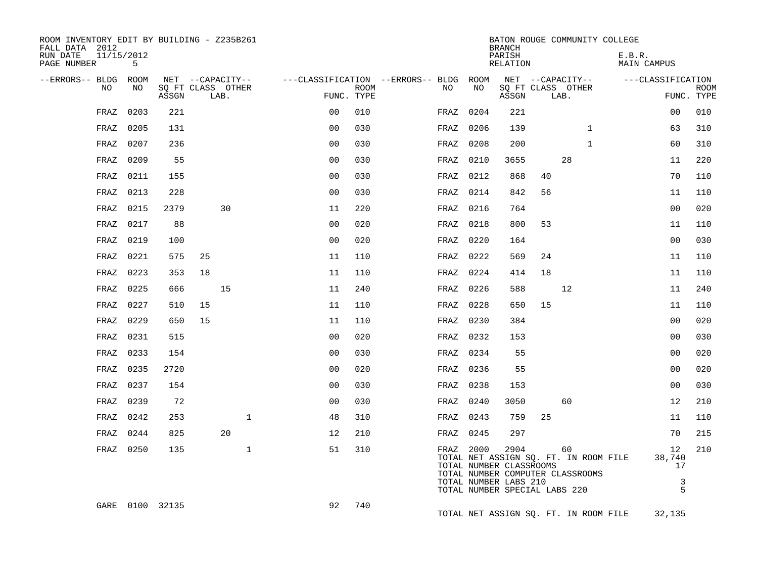ROOM INVENTORY EDIT BY BUILDING - Z235B261
FALL DATA 2012
RUN DATE 11/15/2012
PAGE NUMBER 5

BATON ROUGE COMMUNITY COLLEGE
BRANCH
PARISH E.B.R.
RELATION MAIN CAMPUS

| --ERRORS-- | BLDG NO | ROOM NO | NET SQ FT ASSGN | CAPACITY CLASS | CAPACITY LAB. | CAPACITY OTHER | CLASSIFICATION FUNC. | ROOM TYPE | --ERRORS-- | BLDG NO | ROOM NO | NET SQ FT ASSGN | CAPACITY CLASS | CAPACITY LAB. | CAPACITY OTHER | CLASSIFICATION FUNC. | ROOM TYPE |
|---|---|---|---|---|---|---|---|---|---|---|---|---|---|---|---|---|---|
| | FRAZ | 0203 | 221 | | | | 00 | 010 | | FRAZ | 0204 | 221 | | | | 00 | 010 |
| | FRAZ | 0205 | 131 | | | | 00 | 030 | | FRAZ | 0206 | 139 | | | 1 | 63 | 310 |
| | FRAZ | 0207 | 236 | | | | 00 | 030 | | FRAZ | 0208 | 200 | | | 1 | 60 | 310 |
| | FRAZ | 0209 | 55 | | | | 00 | 030 | | FRAZ | 0210 | 3655 | | 28 | | 11 | 220 |
| | FRAZ | 0211 | 155 | | | | 00 | 030 | | FRAZ | 0212 | 868 | 40 | | | 70 | 110 |
| | FRAZ | 0213 | 228 | | | | 00 | 030 | | FRAZ | 0214 | 842 | 56 | | | 11 | 110 |
| | FRAZ | 0215 | 2379 | | 30 | | 11 | 220 | | FRAZ | 0216 | 764 | | | | 00 | 020 |
| | FRAZ | 0217 | 88 | | | | 00 | 020 | | FRAZ | 0218 | 800 | 53 | | | 11 | 110 |
| | FRAZ | 0219 | 100 | | | | 00 | 020 | | FRAZ | 0220 | 164 | | | | 00 | 030 |
| | FRAZ | 0221 | 575 | 25 | | | 11 | 110 | | FRAZ | 0222 | 569 | 24 | | | 11 | 110 |
| | FRAZ | 0223 | 353 | 18 | | | 11 | 110 | | FRAZ | 0224 | 414 | 18 | | | 11 | 110 |
| | FRAZ | 0225 | 666 | | 15 | | 11 | 240 | | FRAZ | 0226 | 588 | | 12 | | 11 | 240 |
| | FRAZ | 0227 | 510 | 15 | | | 11 | 110 | | FRAZ | 0228 | 650 | 15 | | | 11 | 110 |
| | FRAZ | 0229 | 650 | 15 | | | 11 | 110 | | FRAZ | 0230 | 384 | | | | 00 | 020 |
| | FRAZ | 0231 | 515 | | | | 00 | 020 | | FRAZ | 0232 | 153 | | | | 00 | 030 |
| | FRAZ | 0233 | 154 | | | | 00 | 030 | | FRAZ | 0234 | 55 | | | | 00 | 020 |
| | FRAZ | 0235 | 2720 | | | | 00 | 020 | | FRAZ | 0236 | 55 | | | | 00 | 020 |
| | FRAZ | 0237 | 154 | | | | 00 | 030 | | FRAZ | 0238 | 153 | | | | 00 | 030 |
| | FRAZ | 0239 | 72 | | | | 00 | 030 | | FRAZ | 0240 | 3050 | | 60 | | 12 | 210 |
| | FRAZ | 0242 | 253 | | | 1 | 48 | 310 | | FRAZ | 0243 | 759 | 25 | | | 11 | 110 |
| | FRAZ | 0244 | 825 | | 20 | | 12 | 210 | | FRAZ | 0245 | 297 | | | | 70 | 215 |
| | FRAZ | 0250 | 135 | | | 1 | 51 | 310 | | FRAZ | 2000 | 2904 | | 60 | | 12 | 210 |
| | GARE | 0100 | 32135 | | | | 92 | 740 | | | | | | | | | |

FRAZ totals:

| | |
|---|---|
| TOTAL NET ASSIGN SQ. FT. IN ROOM FILE | 38,740 |
| TOTAL NUMBER CLASSROOMS | 17 |
| TOTAL NUMBER COMPUTER CLASSROOMS | |
| TOTAL NUMBER LABS 210 | 3 |
| TOTAL NUMBER SPECIAL LABS 220 | 5 |

GARE totals:

| | |
|---|---|
| TOTAL NET ASSIGN SQ. FT. IN ROOM FILE | 32,135 |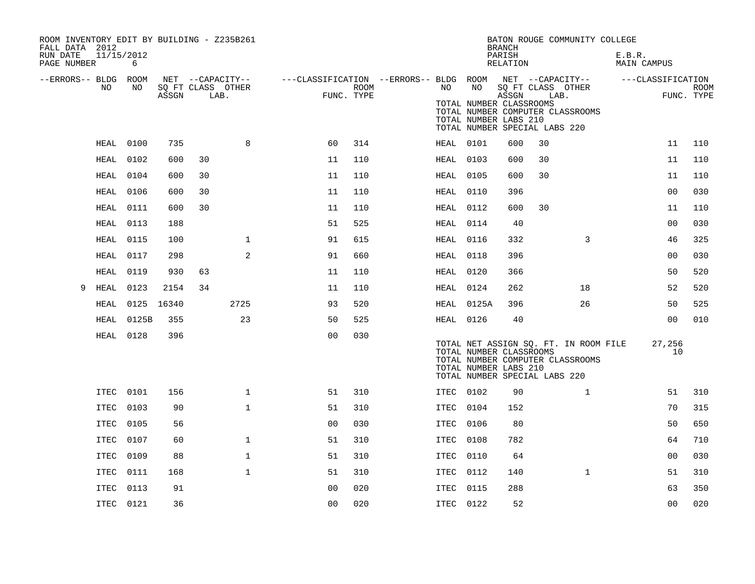ROOM INVENTORY EDIT BY BUILDING - Z235B261
FALL DATA 2012
RUN DATE 11/15/2012
PAGE NUMBER 6

BATON ROUGE COMMUNITY COLLEGE
BRANCH
PARISH E.B.R.
RELATION MAIN CAMPUS

| --ERRORS-- | BLDG NO | ROOM NO | NET SQ FT ASSGN | CAPACITY CLASS | CAPACITY LAB. | CAPACITY OTHER | CLASSIFICATION FUNC. | ROOM TYPE | --ERRORS-- | BLDG NO | ROOM NO | NET SQ FT ASSGN | CAPACITY CLASS | CAPACITY LAB. | CAPACITY OTHER | CLASSIFICATION FUNC. | ROOM TYPE |
|---|---|---|---|---|---|---|---|---|---|---|---|---|---|---|---|---|---|
| | HEAL | 0100 | 735 | | | 8 | 60 | 314 | | HEAL | 0101 | 600 | 30 | | | 11 | 110 |
| | HEAL | 0102 | 600 | 30 | | | 11 | 110 | | HEAL | 0103 | 600 | 30 | | | 11 | 110 |
| | HEAL | 0104 | 600 | 30 | | | 11 | 110 | | HEAL | 0105 | 600 | 30 | | | 11 | 110 |
| | HEAL | 0106 | 600 | 30 | | | 11 | 110 | | HEAL | 0110 | 396 | | | | 00 | 030 |
| | HEAL | 0111 | 600 | 30 | | | 11 | 110 | | HEAL | 0112 | 600 | 30 | | | 11 | 110 |
| | HEAL | 0113 | 188 | | | | 51 | 525 | | HEAL | 0114 | 40 | | | | 00 | 030 |
| | HEAL | 0115 | 100 | | | 1 | 91 | 615 | | HEAL | 0116 | 332 | | | 3 | 46 | 325 |
| | HEAL | 0117 | 298 | | | 2 | 91 | 660 | | HEAL | 0118 | 396 | | | | 00 | 030 |
| | HEAL | 0119 | 930 | 63 | | | 11 | 110 | | HEAL | 0120 | 366 | | | | 50 | 520 |
| 9 | HEAL | 0123 | 2154 | 34 | | | 11 | 110 | | HEAL | 0124 | 262 | | | 18 | 52 | 520 |
| | HEAL | 0125 | 16340 | | | 2725 | 93 | 520 | | HEAL | 0125A | 396 | | | 26 | 50 | 525 |
| | HEAL | 0125B | 355 | | | 23 | 50 | 525 | | HEAL | 0126 | 40 | | | | 00 | 010 |
| | HEAL | 0128 | 396 | | | | 00 | 030 | | | | | | | | | |

TOTAL NET ASSIGN SQ. FT. IN ROOM FILE 27,256
TOTAL NUMBER CLASSROOMS 10
TOTAL NUMBER COMPUTER CLASSROOMS
TOTAL NUMBER LABS 210
TOTAL NUMBER SPECIAL LABS 220

| --ERRORS-- | BLDG NO | ROOM NO | NET SQ FT ASSGN | CAPACITY CLASS | CAPACITY LAB. | CAPACITY OTHER | CLASSIFICATION FUNC. | ROOM TYPE | --ERRORS-- | BLDG NO | ROOM NO | NET SQ FT ASSGN | CAPACITY CLASS | CAPACITY LAB. | CAPACITY OTHER | CLASSIFICATION FUNC. | ROOM TYPE |
|---|---|---|---|---|---|---|---|---|---|---|---|---|---|---|---|---|---|
| | ITEC | 0101 | 156 | | | 1 | 51 | 310 | | ITEC | 0102 | 90 | | | 1 | 51 | 310 |
| | ITEC | 0103 | 90 | | | 1 | 51 | 310 | | ITEC | 0104 | 152 | | | | 70 | 315 |
| | ITEC | 0105 | 56 | | | | 00 | 030 | | ITEC | 0106 | 80 | | | | 50 | 650 |
| | ITEC | 0107 | 60 | | | 1 | 51 | 310 | | ITEC | 0108 | 782 | | | | 64 | 710 |
| | ITEC | 0109 | 88 | | | 1 | 51 | 310 | | ITEC | 0110 | 64 | | | | 00 | 030 |
| | ITEC | 0111 | 168 | | | 1 | 51 | 310 | | ITEC | 0112 | 140 | | | 1 | 51 | 310 |
| | ITEC | 0113 | 91 | | | | 00 | 020 | | ITEC | 0115 | 288 | | | | 63 | 350 |
| | ITEC | 0121 | 36 | | | | 00 | 020 | | ITEC | 0122 | 52 | | | | 00 | 020 |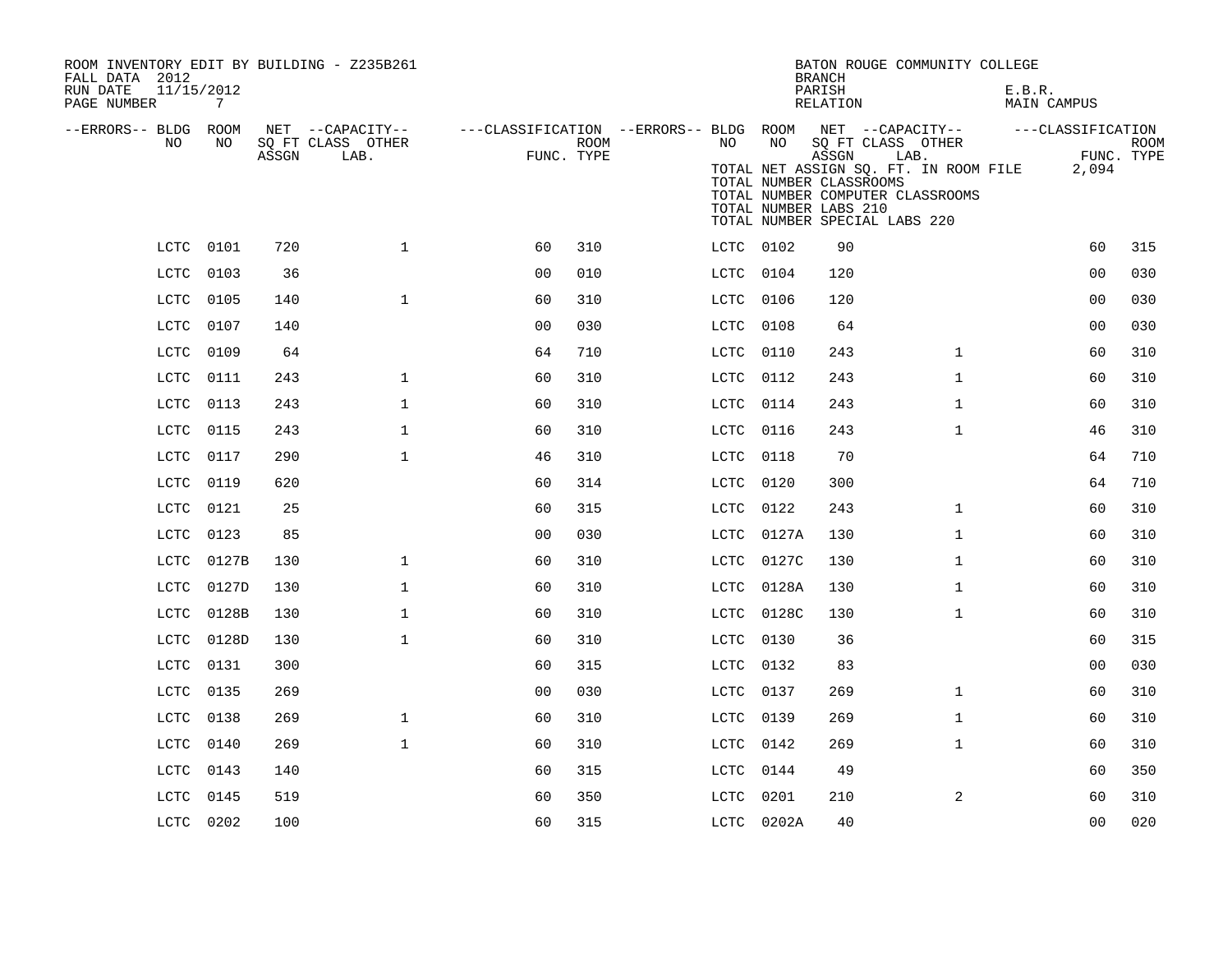ROOM INVENTORY EDIT BY BUILDING - Z235B261
FALL DATA 2012
RUN DATE 11/15/2012
PAGE NUMBER 7

BATON ROUGE COMMUNITY COLLEGE
BRANCH
PARISH E.B.R.
RELATION MAIN CAMPUS

TOTAL NET ASSIGN SQ. FT. IN ROOM FILE 2,094
TOTAL NUMBER CLASSROOMS
TOTAL NUMBER COMPUTER CLASSROOMS
TOTAL NUMBER LABS 210
TOTAL NUMBER SPECIAL LABS 220

| --ERRORS-- | BLDG NO | ROOM NO | NET SQ FT ASSGN | --CAPACITY-- CLASS LAB. | OTHER | ---CLASSIFICATION FUNC. | ROOM TYPE | --ERRORS-- | BLDG NO | ROOM NO | NET SQ FT ASSGN | --CAPACITY-- CLASS LAB. | OTHER | ---CLASSIFICATION FUNC. | ROOM TYPE |
|---|---|---|---|---|---|---|---|---|---|---|---|---|---|---|---|
| | LCTC | 0101 | 720 | | 1 | 60 | 310 | | LCTC | 0102 | 90 | | | 60 | 315 |
| | LCTC | 0103 | 36 | | | 00 | 010 | | LCTC | 0104 | 120 | | | 00 | 030 |
| | LCTC | 0105 | 140 | | 1 | 60 | 310 | | LCTC | 0106 | 120 | | | 00 | 030 |
| | LCTC | 0107 | 140 | | | 00 | 030 | | LCTC | 0108 | 64 | | | 00 | 030 |
| | LCTC | 0109 | 64 | | | 64 | 710 | | LCTC | 0110 | 243 | | 1 | 60 | 310 |
| | LCTC | 0111 | 243 | | 1 | 60 | 310 | | LCTC | 0112 | 243 | | 1 | 60 | 310 |
| | LCTC | 0113 | 243 | | 1 | 60 | 310 | | LCTC | 0114 | 243 | | 1 | 60 | 310 |
| | LCTC | 0115 | 243 | | 1 | 60 | 310 | | LCTC | 0116 | 243 | | 1 | 46 | 310 |
| | LCTC | 0117 | 290 | | 1 | 46 | 310 | | LCTC | 0118 | 70 | | | 64 | 710 |
| | LCTC | 0119 | 620 | | | 60 | 314 | | LCTC | 0120 | 300 | | | 64 | 710 |
| | LCTC | 0121 | 25 | | | 60 | 315 | | LCTC | 0122 | 243 | | 1 | 60 | 310 |
| | LCTC | 0123 | 85 | | | 00 | 030 | | LCTC | 0127A | 130 | | 1 | 60 | 310 |
| | LCTC | 0127B | 130 | | 1 | 60 | 310 | | LCTC | 0127C | 130 | | 1 | 60 | 310 |
| | LCTC | 0127D | 130 | | 1 | 60 | 310 | | LCTC | 0128A | 130 | | 1 | 60 | 310 |
| | LCTC | 0128B | 130 | | 1 | 60 | 310 | | LCTC | 0128C | 130 | | 1 | 60 | 310 |
| | LCTC | 0128D | 130 | | 1 | 60 | 310 | | LCTC | 0130 | 36 | | | 60 | 315 |
| | LCTC | 0131 | 300 | | | 60 | 315 | | LCTC | 0132 | 83 | | | 00 | 030 |
| | LCTC | 0135 | 269 | | | 00 | 030 | | LCTC | 0137 | 269 | | 1 | 60 | 310 |
| | LCTC | 0138 | 269 | | 1 | 60 | 310 | | LCTC | 0139 | 269 | | 1 | 60 | 310 |
| | LCTC | 0140 | 269 | | 1 | 60 | 310 | | LCTC | 0142 | 269 | | 1 | 60 | 310 |
| | LCTC | 0143 | 140 | | | 60 | 315 | | LCTC | 0144 | 49 | | | 60 | 350 |
| | LCTC | 0145 | 519 | | | 60 | 350 | | LCTC | 0201 | 210 | | 2 | 60 | 310 |
| | LCTC | 0202 | 100 | | | 60 | 315 | | LCTC | 0202A | 40 | | | 00 | 020 |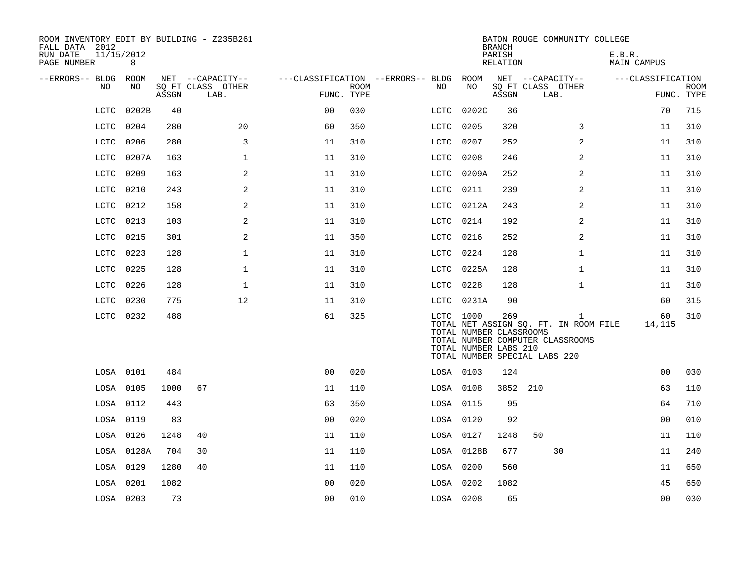ROOM INVENTORY EDIT BY BUILDING - Z235B261
FALL DATA 2012
RUN DATE 11/15/2012
PAGE NUMBER 8

BATON ROUGE COMMUNITY COLLEGE
BRANCH
PARISH E.B.R.
RELATION MAIN CAMPUS

| --ERRORS-- | BLDG NO | ROOM NO | NET ASSGN SQ FT | CAPACITY CLASS | CAPACITY LAB. | CAPACITY OTHER | CLASSIFICATION FUNC. | ROOM TYPE | --ERRORS-- | BLDG NO | ROOM NO | NET ASSGN SQ FT | CAPACITY CLASS | CAPACITY LAB. | CAPACITY OTHER | CLASSIFICATION FUNC. | ROOM TYPE |
|---|---|---|---|---|---|---|---|---|---|---|---|---|---|---|---|---|---|
| | LCTC | 0202B | 40 | | | | 00 | 030 | | LCTC | 0202C | 36 | | | | 70 | 715 |
| | LCTC | 0204 | 280 | | | 20 | 60 | 350 | | LCTC | 0205 | 320 | | | 3 | 11 | 310 |
| | LCTC | 0206 | 280 | | | 3 | 11 | 310 | | LCTC | 0207 | 252 | | | 2 | 11 | 310 |
| | LCTC | 0207A | 163 | | | 1 | 11 | 310 | | LCTC | 0208 | 246 | | | 2 | 11 | 310 |
| | LCTC | 0209 | 163 | | | 2 | 11 | 310 | | LCTC | 0209A | 252 | | | 2 | 11 | 310 |
| | LCTC | 0210 | 243 | | | 2 | 11 | 310 | | LCTC | 0211 | 239 | | | 2 | 11 | 310 |
| | LCTC | 0212 | 158 | | | 2 | 11 | 310 | | LCTC | 0212A | 243 | | | 2 | 11 | 310 |
| | LCTC | 0213 | 103 | | | 2 | 11 | 310 | | LCTC | 0214 | 192 | | | 2 | 11 | 310 |
| | LCTC | 0215 | 301 | | | 2 | 11 | 350 | | LCTC | 0216 | 252 | | | 2 | 11 | 310 |
| | LCTC | 0223 | 128 | | | 1 | 11 | 310 | | LCTC | 0224 | 128 | | | 1 | 11 | 310 |
| | LCTC | 0225 | 128 | | | 1 | 11 | 310 | | LCTC | 0225A | 128 | | | 1 | 11 | 310 |
| | LCTC | 0226 | 128 | | | 1 | 11 | 310 | | LCTC | 0228 | 128 | | | 1 | 11 | 310 |
| | LCTC | 0230 | 775 | | | 12 | 11 | 310 | | LCTC | 0231A | 90 | | | | 60 | 315 |
| | LCTC | 0232 | 488 | | | | 61 | 325 | | LCTC | 1000 | 269 | | | 1 | 60 | 310 |
| | | | | | | | | | | TOTAL NET ASSIGN SQ. FT. IN ROOM FILE | | | | | | 14,115 | |
| | | | | | | | | | | TOTAL NUMBER CLASSROOMS | | | | | | | |
| | | | | | | | | | | TOTAL NUMBER COMPUTER CLASSROOMS | | | | | | | |
| | | | | | | | | | | TOTAL NUMBER LABS 210 | | | | | | | |
| | | | | | | | | | | TOTAL NUMBER SPECIAL LABS 220 | | | | | | | |
| | LOSA | 0101 | 484 | | | | 00 | 020 | | LOSA | 0103 | 124 | | | | 00 | 030 |
| | LOSA | 0105 | 1000 | 67 | | | 11 | 110 | | LOSA | 0108 | 3852 | 210 | | | 63 | 110 |
| | LOSA | 0112 | 443 | | | | 63 | 350 | | LOSA | 0115 | 95 | | | | 64 | 710 |
| | LOSA | 0119 | 83 | | | | 00 | 020 | | LOSA | 0120 | 92 | | | | 00 | 010 |
| | LOSA | 0126 | 1248 | 40 | | | 11 | 110 | | LOSA | 0127 | 1248 | 50 | | | 11 | 110 |
| | LOSA | 0128A | 704 | 30 | | | 11 | 110 | | LOSA | 0128B | 677 | | 30 | | 11 | 240 |
| | LOSA | 0129 | 1280 | 40 | | | 11 | 110 | | LOSA | 0200 | 560 | | | | 11 | 650 |
| | LOSA | 0201 | 1082 | | | | 00 | 020 | | LOSA | 0202 | 1082 | | | | 45 | 650 |
| | LOSA | 0203 | 73 | | | | 00 | 010 | | LOSA | 0208 | 65 | | | | 00 | 030 |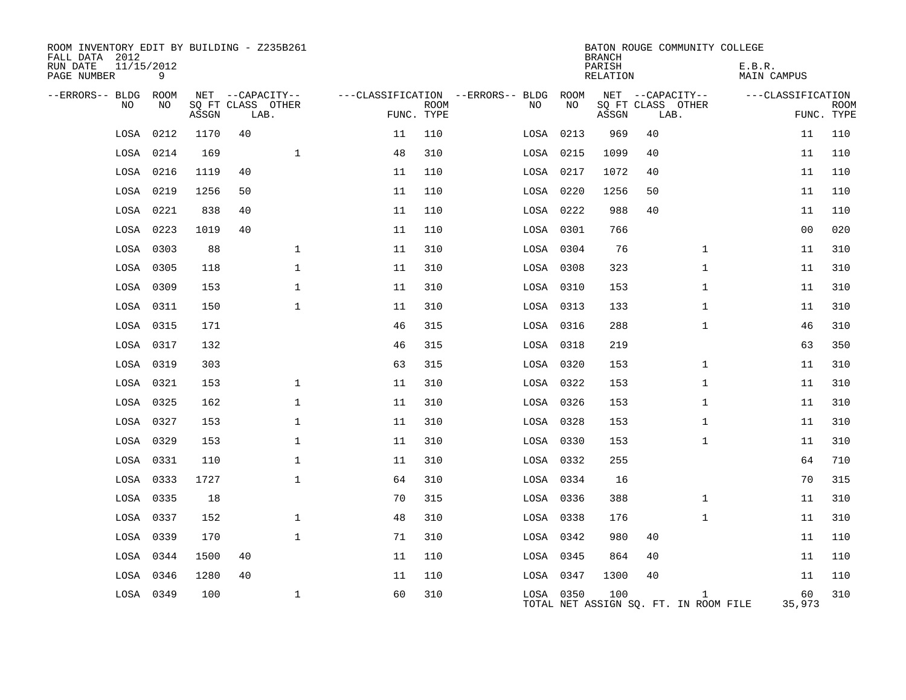ROOM INVENTORY EDIT BY BUILDING - Z235B261
FALL DATA 2012
RUN DATE 11/15/2012

BATON ROUGE COMMUNITY COLLEGE
BRANCH
PARISH E.B.R.
RELATION MAIN CAMPUS

| --ERRORS-- | BLDG NO | ROOM NO | NET SQ FT ASSGN | CAPACITY CLASS LAB. | CAPACITY OTHER | CLASSIFICATION FUNC. | ROOM TYPE | --ERRORS-- | BLDG NO | ROOM NO | NET SQ FT ASSGN | CAPACITY CLASS LAB. | CAPACITY OTHER | CLASSIFICATION FUNC. | ROOM TYPE |
|---|---|---|---|---|---|---|---|---|---|---|---|---|---|---|---|
| | LOSA | 0212 | 1170 | 40 | | 11 | 110 | | LOSA | 0213 | 969 | 40 | | 11 | 110 |
| | LOSA | 0214 | 169 | | 1 | 48 | 310 | | LOSA | 0215 | 1099 | 40 | | 11 | 110 |
| | LOSA | 0216 | 1119 | 40 | | 11 | 110 | | LOSA | 0217 | 1072 | 40 | | 11 | 110 |
| | LOSA | 0219 | 1256 | 50 | | 11 | 110 | | LOSA | 0220 | 1256 | 50 | | 11 | 110 |
| | LOSA | 0221 | 838 | 40 | | 11 | 110 | | LOSA | 0222 | 988 | 40 | | 11 | 110 |
| | LOSA | 0223 | 1019 | 40 | | 11 | 110 | | LOSA | 0301 | 766 | | | 00 | 020 |
| | LOSA | 0303 | 88 | | 1 | 11 | 310 | | LOSA | 0304 | 76 | | 1 | 11 | 310 |
| | LOSA | 0305 | 118 | | 1 | 11 | 310 | | LOSA | 0308 | 323 | | 1 | 11 | 310 |
| | LOSA | 0309 | 153 | | 1 | 11 | 310 | | LOSA | 0310 | 153 | | 1 | 11 | 310 |
| | LOSA | 0311 | 150 | | 1 | 11 | 310 | | LOSA | 0313 | 133 | | 1 | 11 | 310 |
| | LOSA | 0315 | 171 | | | 46 | 315 | | LOSA | 0316 | 288 | | 1 | 46 | 310 |
| | LOSA | 0317 | 132 | | | 46 | 315 | | LOSA | 0318 | 219 | | | 63 | 350 |
| | LOSA | 0319 | 303 | | | 63 | 315 | | LOSA | 0320 | 153 | | 1 | 11 | 310 |
| | LOSA | 0321 | 153 | | 1 | 11 | 310 | | LOSA | 0322 | 153 | | 1 | 11 | 310 |
| | LOSA | 0325 | 162 | | 1 | 11 | 310 | | LOSA | 0326 | 153 | | 1 | 11 | 310 |
| | LOSA | 0327 | 153 | | 1 | 11 | 310 | | LOSA | 0328 | 153 | | 1 | 11 | 310 |
| | LOSA | 0329 | 153 | | 1 | 11 | 310 | | LOSA | 0330 | 153 | | 1 | 11 | 310 |
| | LOSA | 0331 | 110 | | 1 | 11 | 310 | | LOSA | 0332 | 255 | | | 64 | 710 |
| | LOSA | 0333 | 1727 | | 1 | 64 | 310 | | LOSA | 0334 | 16 | | | 70 | 315 |
| | LOSA | 0335 | 18 | | | 70 | 315 | | LOSA | 0336 | 388 | | 1 | 11 | 310 |
| | LOSA | 0337 | 152 | | 1 | 48 | 310 | | LOSA | 0338 | 176 | | 1 | 11 | 310 |
| | LOSA | 0339 | 170 | | 1 | 71 | 310 | | LOSA | 0342 | 980 | 40 | | 11 | 110 |
| | LOSA | 0344 | 1500 | 40 | | 11 | 110 | | LOSA | 0345 | 864 | 40 | | 11 | 110 |
| | LOSA | 0346 | 1280 | 40 | | 11 | 110 | | LOSA | 0347 | 1300 | 40 | | 11 | 110 |
| | LOSA | 0349 | 100 | | 1 | 60 | 310 | | LOSA | 0350 | 100 | | 1 | 60 | 310 |

TOTAL NET ASSIGN SQ. FT. IN ROOM FILE 35,973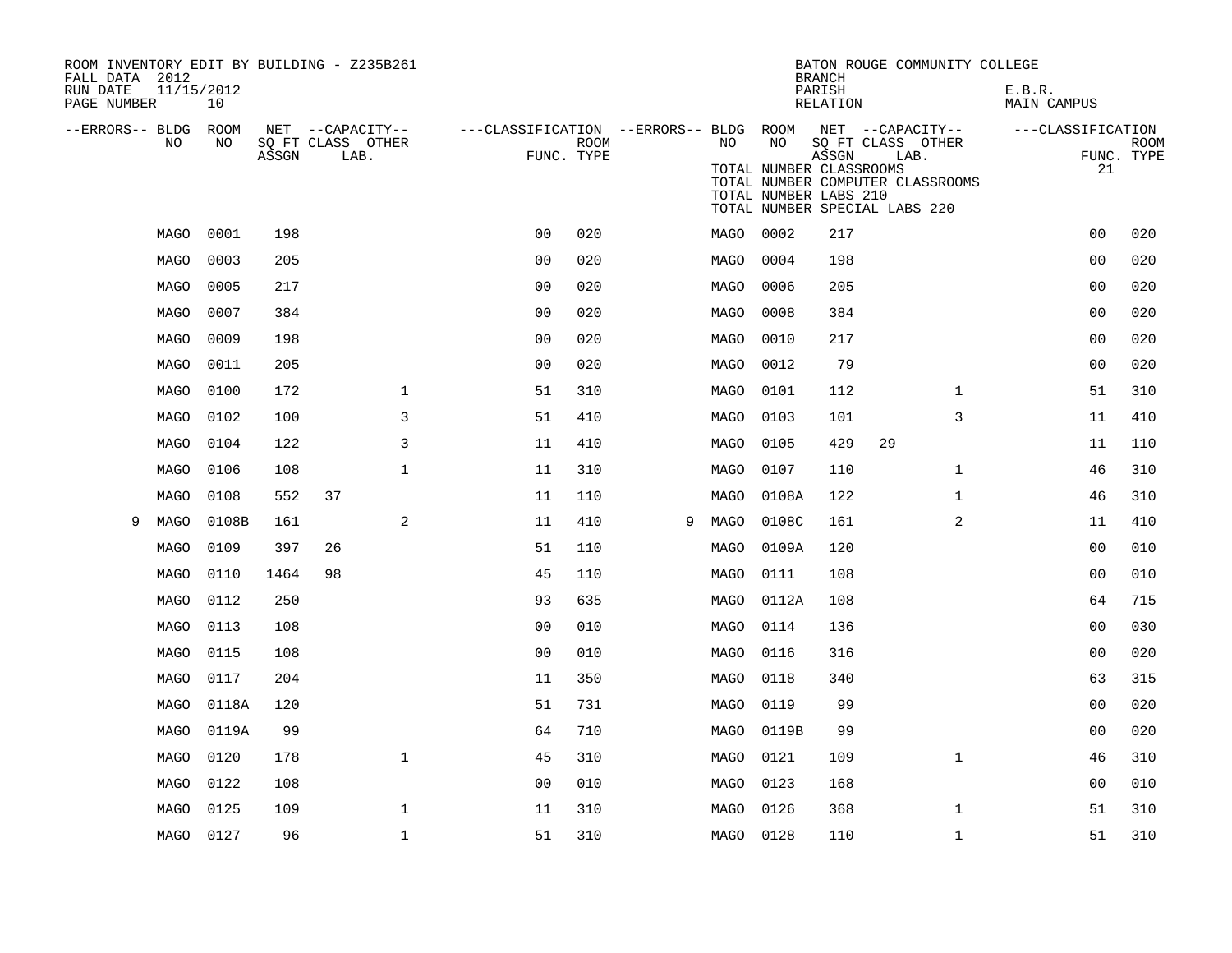ROOM INVENTORY EDIT BY BUILDING - Z235B261
FALL DATA 2012
RUN DATE 11/15/2012
PAGE NUMBER 10

BATON ROUGE COMMUNITY COLLEGE
BRANCH
PARISH E.B.R.
RELATION MAIN CAMPUS

TOTAL NUMBER CLASSROOMS 21
TOTAL NUMBER COMPUTER CLASSROOMS
TOTAL NUMBER LABS 210
TOTAL NUMBER SPECIAL LABS 220

| --ERRORS-- | BLDG NO | ROOM NO | NET SQ FT ASSGN | --CAPACITY-- CLASS LAB. | OTHER | ---CLASSIFICATION FUNC. | ROOM TYPE | --ERRORS-- | BLDG NO | ROOM NO | NET SQ FT ASSGN | --CAPACITY-- CLASS LAB. | OTHER | ---CLASSIFICATION FUNC. | ROOM TYPE |
|---|---|---|---|---|---|---|---|---|---|---|---|---|---|---|---|
| | MAGO | 0001 | 198 | | | 00 | 020 | | MAGO | 0002 | 217 | | | 00 | 020 |
| | MAGO | 0003 | 205 | | | 00 | 020 | | MAGO | 0004 | 198 | | | 00 | 020 |
| | MAGO | 0005 | 217 | | | 00 | 020 | | MAGO | 0006 | 205 | | | 00 | 020 |
| | MAGO | 0007 | 384 | | | 00 | 020 | | MAGO | 0008 | 384 | | | 00 | 020 |
| | MAGO | 0009 | 198 | | | 00 | 020 | | MAGO | 0010 | 217 | | | 00 | 020 |
| | MAGO | 0011 | 205 | | | 00 | 020 | | MAGO | 0012 | 79 | | | 00 | 020 |
| | MAGO | 0100 | 172 | | 1 | 51 | 310 | | MAGO | 0101 | 112 | | 1 | 51 | 310 |
| | MAGO | 0102 | 100 | | 3 | 51 | 410 | | MAGO | 0103 | 101 | | 3 | 11 | 410 |
| | MAGO | 0104 | 122 | | 3 | 11 | 410 | | MAGO | 0105 | 429 | 29 | | 11 | 110 |
| | MAGO | 0106 | 108 | | 1 | 11 | 310 | | MAGO | 0107 | 110 | | 1 | 46 | 310 |
| | MAGO | 0108 | 552 | 37 | | 11 | 110 | | MAGO | 0108A | 122 | | 1 | 46 | 310 |
| 9 | MAGO | 0108B | 161 | | 2 | 11 | 410 | 9 | MAGO | 0108C | 161 | | 2 | 11 | 410 |
| | MAGO | 0109 | 397 | 26 | | 51 | 110 | | MAGO | 0109A | 120 | | | 00 | 010 |
| | MAGO | 0110 | 1464 | 98 | | 45 | 110 | | MAGO | 0111 | 108 | | | 00 | 010 |
| | MAGO | 0112 | 250 | | | 93 | 635 | | MAGO | 0112A | 108 | | | 64 | 715 |
| | MAGO | 0113 | 108 | | | 00 | 010 | | MAGO | 0114 | 136 | | | 00 | 030 |
| | MAGO | 0115 | 108 | | | 00 | 010 | | MAGO | 0116 | 316 | | | 00 | 020 |
| | MAGO | 0117 | 204 | | | 11 | 350 | | MAGO | 0118 | 340 | | | 63 | 315 |
| | MAGO | 0118A | 120 | | | 51 | 731 | | MAGO | 0119 | 99 | | | 00 | 020 |
| | MAGO | 0119A | 99 | | | 64 | 710 | | MAGO | 0119B | 99 | | | 00 | 020 |
| | MAGO | 0120 | 178 | | 1 | 45 | 310 | | MAGO | 0121 | 109 | | 1 | 46 | 310 |
| | MAGO | 0122 | 108 | | | 00 | 010 | | MAGO | 0123 | 168 | | | 00 | 010 |
| | MAGO | 0125 | 109 | | 1 | 11 | 310 | | MAGO | 0126 | 368 | | 1 | 51 | 310 |
| | MAGO | 0127 | 96 | | 1 | 51 | 310 | | MAGO | 0128 | 110 | | 1 | 51 | 310 |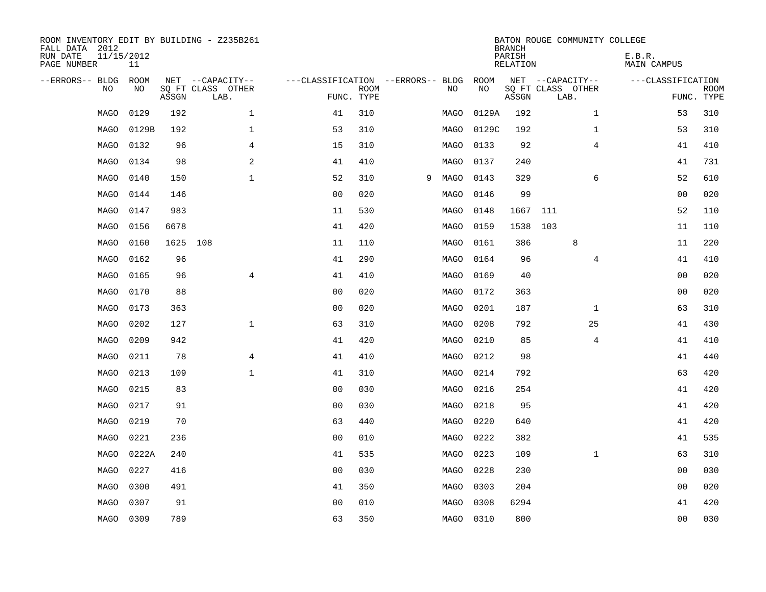ROOM INVENTORY EDIT BY BUILDING - Z235B261
FALL DATA 2012
RUN DATE 11/15/2012
PAGE NUMBER 11

BATON ROUGE COMMUNITY COLLEGE
BRANCH
PARISH E.B.R.
RELATION MAIN CAMPUS

| --ERRORS-- | BLDG NO | ROOM NO | NET SQ FT ASSGN | --CAPACITY-- CLASS LAB. | OTHER | ---CLASSIFICATION FUNC. | ROOM TYPE | --ERRORS-- | BLDG NO | ROOM NO | NET SQ FT ASSGN | --CAPACITY-- CLASS LAB. | OTHER | ---CLASSIFICATION FUNC. | ROOM TYPE |
|---|---|---|---|---|---|---|---|---|---|---|---|---|---|---|---|
| | MAGO | 0129 | 192 | | 1 | 41 | 310 | | MAGO | 0129A | 192 | | 1 | 53 | 310 |
| | MAGO | 0129B | 192 | | 1 | 53 | 310 | | MAGO | 0129C | 192 | | 1 | 53 | 310 |
| | MAGO | 0132 | 96 | | 4 | 15 | 310 | | MAGO | 0133 | 92 | | 4 | 41 | 410 |
| | MAGO | 0134 | 98 | | 2 | 41 | 410 | | MAGO | 0137 | 240 | | | 41 | 731 |
| | MAGO | 0140 | 150 | | 1 | 52 | 310 | 9 | MAGO | 0143 | 329 | | 6 | 52 | 610 |
| | MAGO | 0144 | 146 | | | 00 | 020 | | MAGO | 0146 | 99 | | | 00 | 020 |
| | MAGO | 0147 | 983 | | | 11 | 530 | | MAGO | 0148 | 1667 | 111 | | 52 | 110 |
| | MAGO | 0156 | 6678 | | | 41 | 420 | | MAGO | 0159 | 1538 | 103 | | 11 | 110 |
| | MAGO | 0160 | 1625 | 108 | | 11 | 110 | | MAGO | 0161 | 386 | 8 | | 11 | 220 |
| | MAGO | 0162 | 96 | | | 41 | 290 | | MAGO | 0164 | 96 | | 4 | 41 | 410 |
| | MAGO | 0165 | 96 | | 4 | 41 | 410 | | MAGO | 0169 | 40 | | | 00 | 020 |
| | MAGO | 0170 | 88 | | | 00 | 020 | | MAGO | 0172 | 363 | | | 00 | 020 |
| | MAGO | 0173 | 363 | | | 00 | 020 | | MAGO | 0201 | 187 | | 1 | 63 | 310 |
| | MAGO | 0202 | 127 | | 1 | 63 | 310 | | MAGO | 0208 | 792 | | 25 | 41 | 430 |
| | MAGO | 0209 | 942 | | | 41 | 420 | | MAGO | 0210 | 85 | | 4 | 41 | 410 |
| | MAGO | 0211 | 78 | | 4 | 41 | 410 | | MAGO | 0212 | 98 | | | 41 | 440 |
| | MAGO | 0213 | 109 | | 1 | 41 | 310 | | MAGO | 0214 | 792 | | | 63 | 420 |
| | MAGO | 0215 | 83 | | | 00 | 030 | | MAGO | 0216 | 254 | | | 41 | 420 |
| | MAGO | 0217 | 91 | | | 00 | 030 | | MAGO | 0218 | 95 | | | 41 | 420 |
| | MAGO | 0219 | 70 | | | 63 | 440 | | MAGO | 0220 | 640 | | | 41 | 420 |
| | MAGO | 0221 | 236 | | | 00 | 010 | | MAGO | 0222 | 382 | | | 41 | 535 |
| | MAGO | 0222A | 240 | | | 41 | 535 | | MAGO | 0223 | 109 | | 1 | 63 | 310 |
| | MAGO | 0227 | 416 | | | 00 | 030 | | MAGO | 0228 | 230 | | | 00 | 030 |
| | MAGO | 0300 | 491 | | | 41 | 350 | | MAGO | 0303 | 204 | | | 00 | 020 |
| | MAGO | 0307 | 91 | | | 00 | 010 | | MAGO | 0308 | 6294 | | | 41 | 420 |
| | MAGO | 0309 | 789 | | | 63 | 350 | | MAGO | 0310 | 800 | | | 00 | 030 |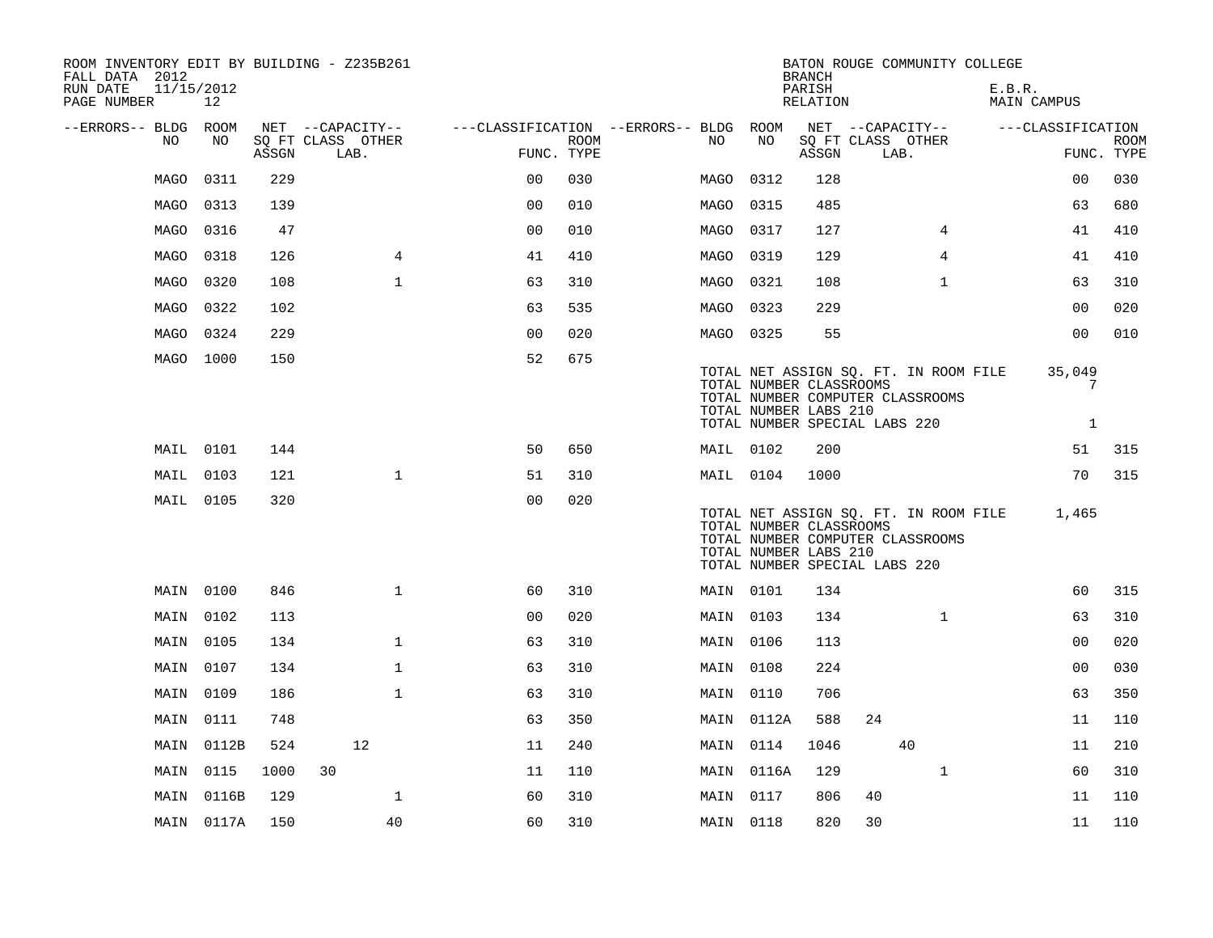ROOM INVENTORY EDIT BY BUILDING - Z235B261
FALL DATA 2012
RUN DATE 11/15/2012
PAGE NUMBER 12

BATON ROUGE COMMUNITY COLLEGE
BRANCH
PARISH E.B.R.
RELATION MAIN CAMPUS

| --ERRORS-- | BLDG NO | ROOM NO | NET SQ FT ASSGN | CAPACITY CLASS | CAPACITY LAB. | CAPACITY OTHER | FUNC. | ROOM TYPE | --ERRORS-- | BLDG NO | ROOM NO | NET SQ FT ASSGN | CAPACITY CLASS | CAPACITY LAB. | CAPACITY OTHER | FUNC. | ROOM TYPE |
|---|---|---|---|---|---|---|---|---|---|---|---|---|---|---|---|---|---|
| | MAGO | 0311 | 229 | | | | 00 | 030 | | MAGO | 0312 | 128 | | | | 00 | 030 |
| | MAGO | 0313 | 139 | | | | 00 | 010 | | MAGO | 0315 | 485 | | | | 63 | 680 |
| | MAGO | 0316 | 47 | | | | 00 | 010 | | MAGO | 0317 | 127 | | | 4 | 41 | 410 |
| | MAGO | 0318 | 126 | | | 4 | 41 | 410 | | MAGO | 0319 | 129 | | | 4 | 41 | 410 |
| | MAGO | 0320 | 108 | | | 1 | 63 | 310 | | MAGO | 0321 | 108 | | | 1 | 63 | 310 |
| | MAGO | 0322 | 102 | | | | 63 | 535 | | MAGO | 0323 | 229 | | | | 00 | 020 |
| | MAGO | 0324 | 229 | | | | 00 | 020 | | MAGO | 0325 | 55 | | | | 00 | 010 |
| | MAGO | 1000 | 150 | | | | 52 | 675 | | | | | | | | | |

TOTAL NET ASSIGN SQ. FT. IN ROOM FILE 35,049
TOTAL NUMBER CLASSROOMS 7
TOTAL NUMBER COMPUTER CLASSROOMS
TOTAL NUMBER LABS 210
TOTAL NUMBER SPECIAL LABS 220 1

| --ERRORS-- | BLDG NO | ROOM NO | NET SQ FT ASSGN | CAPACITY CLASS | CAPACITY LAB. | CAPACITY OTHER | FUNC. | ROOM TYPE | --ERRORS-- | BLDG NO | ROOM NO | NET SQ FT ASSGN | CAPACITY CLASS | CAPACITY LAB. | CAPACITY OTHER | FUNC. | ROOM TYPE |
|---|---|---|---|---|---|---|---|---|---|---|---|---|---|---|---|---|---|
| | MAIL | 0101 | 144 | | | | 50 | 650 | | MAIL | 0102 | 200 | | | | 51 | 315 |
| | MAIL | 0103 | 121 | | | 1 | 51 | 310 | | MAIL | 0104 | 1000 | | | | 70 | 315 |
| | MAIL | 0105 | 320 | | | | 00 | 020 | | | | | | | | | |

TOTAL NET ASSIGN SQ. FT. IN ROOM FILE 1,465
TOTAL NUMBER CLASSROOMS
TOTAL NUMBER COMPUTER CLASSROOMS
TOTAL NUMBER LABS 210
TOTAL NUMBER SPECIAL LABS 220

| --ERRORS-- | BLDG NO | ROOM NO | NET SQ FT ASSGN | CAPACITY CLASS | CAPACITY LAB. | CAPACITY OTHER | FUNC. | ROOM TYPE | --ERRORS-- | BLDG NO | ROOM NO | NET SQ FT ASSGN | CAPACITY CLASS | CAPACITY LAB. | CAPACITY OTHER | FUNC. | ROOM TYPE |
|---|---|---|---|---|---|---|---|---|---|---|---|---|---|---|---|---|---|
| | MAIN | 0100 | 846 | | | 1 | 60 | 310 | | MAIN | 0101 | 134 | | | | 60 | 315 |
| | MAIN | 0102 | 113 | | | | 00 | 020 | | MAIN | 0103 | 134 | | | 1 | 63 | 310 |
| | MAIN | 0105 | 134 | | | 1 | 63 | 310 | | MAIN | 0106 | 113 | | | | 00 | 020 |
| | MAIN | 0107 | 134 | | | 1 | 63 | 310 | | MAIN | 0108 | 224 | | | | 00 | 030 |
| | MAIN | 0109 | 186 | | | 1 | 63 | 310 | | MAIN | 0110 | 706 | | | | 63 | 350 |
| | MAIN | 0111 | 748 | | | | 63 | 350 | | MAIN | 0112A | 588 | 24 | | | 11 | 110 |
| | MAIN | 0112B | 524 | | 12 | | 11 | 240 | | MAIN | 0114 | 1046 | | 40 | | 11 | 210 |
| | MAIN | 0115 | 1000 | 30 | | | 11 | 110 | | MAIN | 0116A | 129 | | | 1 | 60 | 310 |
| | MAIN | 0116B | 129 | | | 1 | 60 | 310 | | MAIN | 0117 | 806 | 40 | | | 11 | 110 |
| | MAIN | 0117A | 150 | | | 40 | 60 | 310 | | MAIN | 0118 | 820 | 30 | | | 11 | 110 |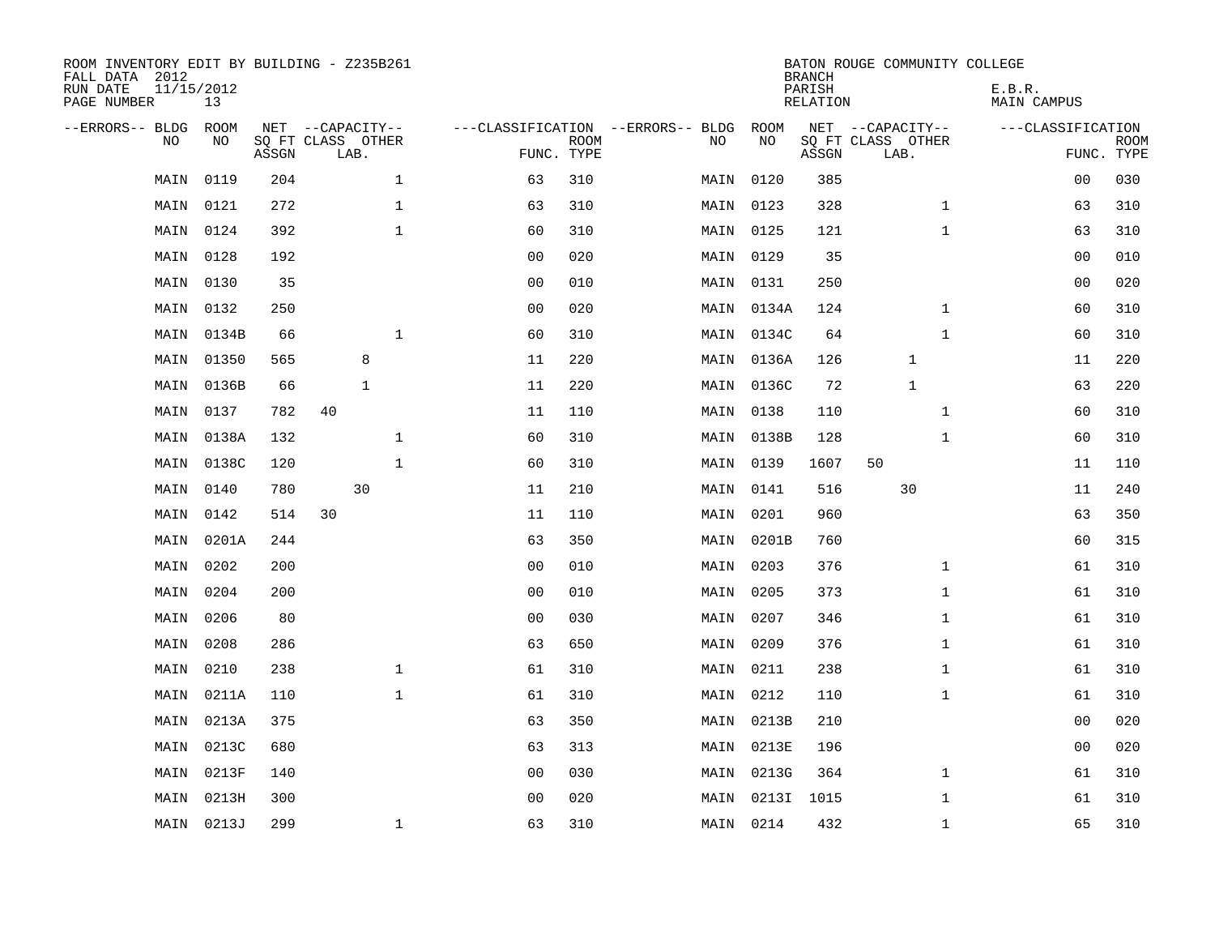ROOM INVENTORY EDIT BY BUILDING - Z235B261
FALL DATA 2012
RUN DATE 11/15/2012
PAGE NUMBER 13

BATON ROUGE COMMUNITY COLLEGE
BRANCH
PARISH E.B.R.
RELATION MAIN CAMPUS

| --ERRORS-- | BLDG NO | ROOM NO | NET SQ FT ASSGN | CAPACITY CLASS LAB. | CAPACITY OTHER | CLASSIFICATION FUNC. | ROOM TYPE | --ERRORS-- | BLDG NO | ROOM NO | NET SQ FT ASSGN | CAPACITY CLASS LAB. | CAPACITY OTHER | CLASSIFICATION FUNC. | ROOM TYPE |
|---|---|---|---|---|---|---|---|---|---|---|---|---|---|---|---|
| | MAIN | 0119 | 204 | | 1 | 63 | 310 | | MAIN | 0120 | 385 | | | 00 | 030 |
| | MAIN | 0121 | 272 | | 1 | 63 | 310 | | MAIN | 0123 | 328 | | 1 | 63 | 310 |
| | MAIN | 0124 | 392 | | 1 | 60 | 310 | | MAIN | 0125 | 121 | | 1 | 63 | 310 |
| | MAIN | 0128 | 192 | | | 00 | 020 | | MAIN | 0129 | 35 | | | 00 | 010 |
| | MAIN | 0130 | 35 | | | 00 | 010 | | MAIN | 0131 | 250 | | | 00 | 020 |
| | MAIN | 0132 | 250 | | | 00 | 020 | | MAIN | 0134A | 124 | | 1 | 60 | 310 |
| | MAIN | 0134B | 66 | | 1 | 60 | 310 | | MAIN | 0134C | 64 | | 1 | 60 | 310 |
| | MAIN | 01350 | 565 | 8 | | 11 | 220 | | MAIN | 0136A | 126 | 1 | | 11 | 220 |
| | MAIN | 0136B | 66 | 1 | | 11 | 220 | | MAIN | 0136C | 72 | 1 | | 63 | 220 |
| | MAIN | 0137 | 782 | 40 | | 11 | 110 | | MAIN | 0138 | 110 | | 1 | 60 | 310 |
| | MAIN | 0138A | 132 | | 1 | 60 | 310 | | MAIN | 0138B | 128 | | 1 | 60 | 310 |
| | MAIN | 0138C | 120 | | 1 | 60 | 310 | | MAIN | 0139 | 1607 | 50 | | 11 | 110 |
| | MAIN | 0140 | 780 | 30 | | 11 | 210 | | MAIN | 0141 | 516 | 30 | | 11 | 240 |
| | MAIN | 0142 | 514 | 30 | | 11 | 110 | | MAIN | 0201 | 960 | | | 63 | 350 |
| | MAIN | 0201A | 244 | | | 63 | 350 | | MAIN | 0201B | 760 | | | 60 | 315 |
| | MAIN | 0202 | 200 | | | 00 | 010 | | MAIN | 0203 | 376 | | 1 | 61 | 310 |
| | MAIN | 0204 | 200 | | | 00 | 010 | | MAIN | 0205 | 373 | | 1 | 61 | 310 |
| | MAIN | 0206 | 80 | | | 00 | 030 | | MAIN | 0207 | 346 | | 1 | 61 | 310 |
| | MAIN | 0208 | 286 | | | 63 | 650 | | MAIN | 0209 | 376 | | 1 | 61 | 310 |
| | MAIN | 0210 | 238 | | 1 | 61 | 310 | | MAIN | 0211 | 238 | | 1 | 61 | 310 |
| | MAIN | 0211A | 110 | | 1 | 61 | 310 | | MAIN | 0212 | 110 | | 1 | 61 | 310 |
| | MAIN | 0213A | 375 | | | 63 | 350 | | MAIN | 0213B | 210 | | | 00 | 020 |
| | MAIN | 0213C | 680 | | | 63 | 313 | | MAIN | 0213E | 196 | | | 00 | 020 |
| | MAIN | 0213F | 140 | | | 00 | 030 | | MAIN | 0213G | 364 | | 1 | 61 | 310 |
| | MAIN | 0213H | 300 | | | 00 | 020 | | MAIN | 0213I | 1015 | | 1 | 61 | 310 |
| | MAIN | 0213J | 299 | | 1 | 63 | 310 | | MAIN | 0214 | 432 | | 1 | 65 | 310 |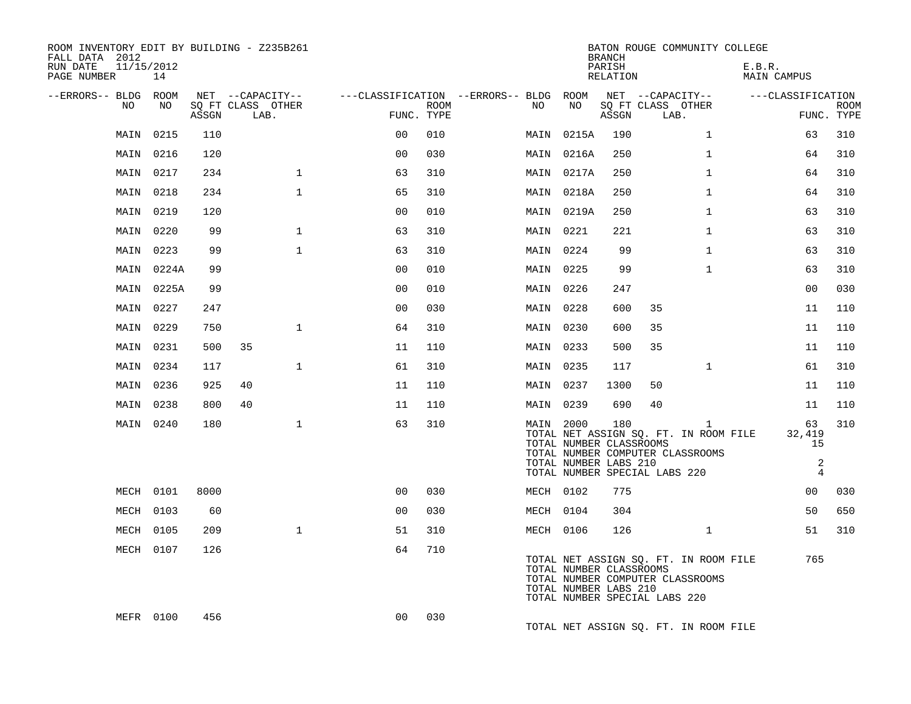ROOM INVENTORY EDIT BY BUILDING - Z235B261
FALL DATA 2012
RUN DATE 11/15/2012

BATON ROUGE COMMUNITY COLLEGE
BRANCH
PARISH E.B.R.
RELATION MAIN CAMPUS

| --ERRORS-- | BLDG NO | ROOM NO | NET SQ FT ASSGN | CAPACITY CLASS | CAPACITY LAB. | CAPACITY OTHER | CLASSIFICATION FUNC. | ROOM TYPE | --ERRORS-- | BLDG NO | ROOM NO | NET SQ FT ASSGN | CAPACITY CLASS | CAPACITY LAB. | CAPACITY OTHER | CLASSIFICATION FUNC. | ROOM TYPE |
|---|---|---|---|---|---|---|---|---|---|---|---|---|---|---|---|---|---|
| | MAIN | 0215 | 110 | | | | 00 | 010 | | MAIN | 0215A | 190 | | | 1 | 63 | 310 |
| | MAIN | 0216 | 120 | | | | 00 | 030 | | MAIN | 0216A | 250 | | | 1 | 64 | 310 |
| | MAIN | 0217 | 234 | | | 1 | 63 | 310 | | MAIN | 0217A | 250 | | | 1 | 64 | 310 |
| | MAIN | 0218 | 234 | | | 1 | 65 | 310 | | MAIN | 0218A | 250 | | | 1 | 64 | 310 |
| | MAIN | 0219 | 120 | | | | 00 | 010 | | MAIN | 0219A | 250 | | | 1 | 63 | 310 |
| | MAIN | 0220 | 99 | | | 1 | 63 | 310 | | MAIN | 0221 | 221 | | | 1 | 63 | 310 |
| | MAIN | 0223 | 99 | | | 1 | 63 | 310 | | MAIN | 0224 | 99 | | | 1 | 63 | 310 |
| | MAIN | 0224A | 99 | | | | 00 | 010 | | MAIN | 0225 | 99 | | | 1 | 63 | 310 |
| | MAIN | 0225A | 99 | | | | 00 | 010 | | MAIN | 0226 | 247 | | | | 00 | 030 |
| | MAIN | 0227 | 247 | | | | 00 | 030 | | MAIN | 0228 | 600 | 35 | | | 11 | 110 |
| | MAIN | 0229 | 750 | | | 1 | 64 | 310 | | MAIN | 0230 | 600 | 35 | | | 11 | 110 |
| | MAIN | 0231 | 500 | 35 | | | 11 | 110 | | MAIN | 0233 | 500 | 35 | | | 11 | 110 |
| | MAIN | 0234 | 117 | | | 1 | 61 | 310 | | MAIN | 0235 | 117 | | | 1 | 61 | 310 |
| | MAIN | 0236 | 925 | 40 | | | 11 | 110 | | MAIN | 0237 | 1300 | 50 | | | 11 | 110 |
| | MAIN | 0238 | 800 | 40 | | | 11 | 110 | | MAIN | 0239 | 690 | 40 | | | 11 | 110 |
| | MAIN | 0240 | 180 | | | 1 | 63 | 310 | | MAIN | 2000 | 180 | | | 1 | 63 | 310 |
| | | | | | | | | | | TOTAL NET ASSIGN SQ. FT. IN ROOM FILE | | | | | | 32,419 | |
| | | | | | | | | | | TOTAL NUMBER CLASSROOMS | | | | | | 15 | |
| | | | | | | | | | | TOTAL NUMBER COMPUTER CLASSROOMS | | | | | | | |
| | | | | | | | | | | TOTAL NUMBER LABS 210 | | | | | | 2 | |
| | | | | | | | | | | TOTAL NUMBER SPECIAL LABS 220 | | | | | | 4 | |
| | MECH | 0101 | 8000 | | | | 00 | 030 | | MECH | 0102 | 775 | | | | 00 | 030 |
| | MECH | 0103 | 60 | | | | 00 | 030 | | MECH | 0104 | 304 | | | | 50 | 650 |
| | MECH | 0105 | 209 | | | 1 | 51 | 310 | | MECH | 0106 | 126 | | | 1 | 51 | 310 |
| | MECH | 0107 | 126 | | | | 64 | 710 | | | | | | | | | |
| | | | | | | | | | | TOTAL NET ASSIGN SQ. FT. IN ROOM FILE | | | | | | 765 | |
| | | | | | | | | | | TOTAL NUMBER CLASSROOMS | | | | | | | |
| | | | | | | | | | | TOTAL NUMBER COMPUTER CLASSROOMS | | | | | | | |
| | | | | | | | | | | TOTAL NUMBER LABS 210 | | | | | | | |
| | | | | | | | | | | TOTAL NUMBER SPECIAL LABS 220 | | | | | | | |
| | MEFR | 0100 | 456 | | | | 00 | 030 | | | | | | | | | |
| | | | | | | | | | | TOTAL NET ASSIGN SQ. FT. IN ROOM FILE | | | | | | | |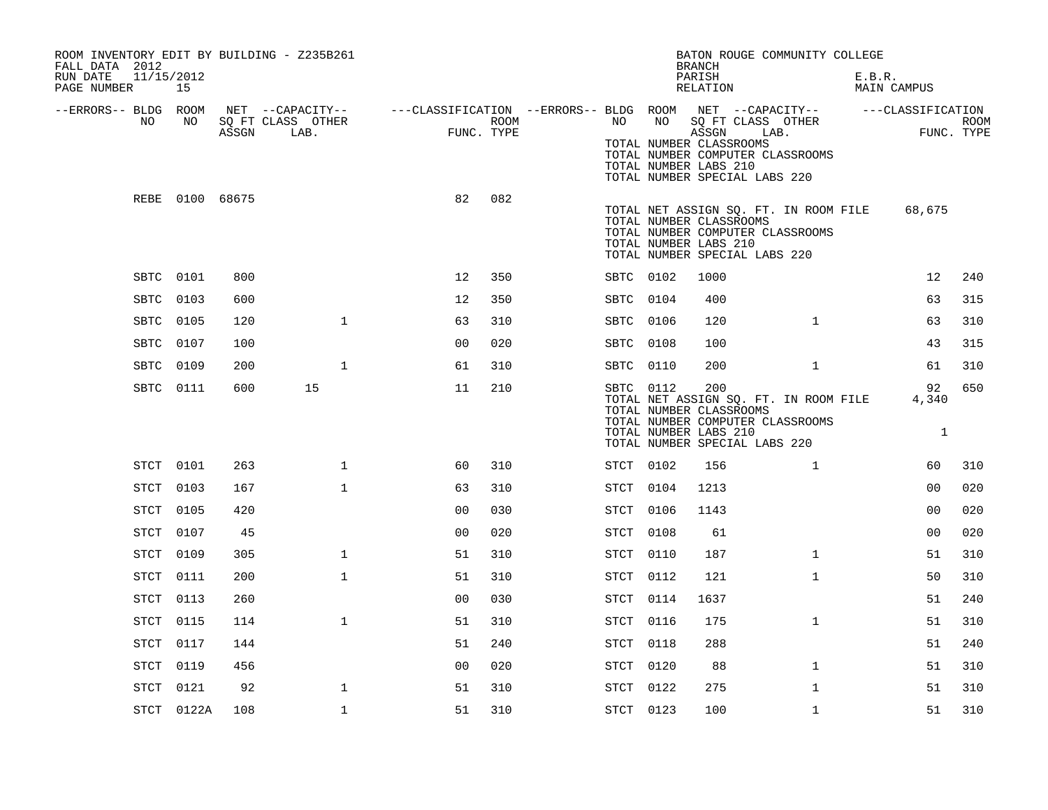ROOM INVENTORY EDIT BY BUILDING - Z235B261
FALL DATA 2012
RUN DATE 11/15/2012
PAGE NUMBER 15

BATON ROUGE COMMUNITY COLLEGE
BRANCH
PARISH E.B.R.
RELATION MAIN CAMPUS

| --ERRORS-- | BLDG NO | ROOM NO | NET SQ FT ASSGN | CAPACITY CLASS | CAPACITY OTHER LAB. | FUNC. | ROOM TYPE | --ERRORS-- | BLDG NO | ROOM NO | NET SQ FT ASSGN | CAPACITY CLASS | CAPACITY OTHER LAB. | FUNC. | ROOM TYPE |
|---|---|---|---|---|---|---|---|---|---|---|---|---|---|---|---|
| | | | | | | | | | TOTAL NUMBER CLASSROOMS | | | | | | |
| | | | | | | | | | TOTAL NUMBER COMPUTER CLASSROOMS | | | | | | |
| | | | | | | | | | TOTAL NUMBER LABS 210 | | | | | | |
| | | | | | | | | | TOTAL NUMBER SPECIAL LABS 220 | | | | | | |
| | REBE | 0100 | 68675 | | | 82 | 082 | | | | | | | | |
| | | | | | | | | | TOTAL NET ASSIGN SQ. FT. IN ROOM FILE | | | | | 68,675 | |
| | | | | | | | | | TOTAL NUMBER CLASSROOMS | | | | | | |
| | | | | | | | | | TOTAL NUMBER COMPUTER CLASSROOMS | | | | | | |
| | | | | | | | | | TOTAL NUMBER LABS 210 | | | | | | |
| | | | | | | | | | TOTAL NUMBER SPECIAL LABS 220 | | | | | | |
| | SBTC | 0101 | 800 | | | 12 | 350 | | SBTC | 0102 | 1000 | | | 12 | 240 |
| | SBTC | 0103 | 600 | | | 12 | 350 | | SBTC | 0104 | 400 | | | 63 | 315 |
| | SBTC | 0105 | 120 | | 1 | 63 | 310 | | SBTC | 0106 | 120 | | 1 | 63 | 310 |
| | SBTC | 0107 | 100 | | | 00 | 020 | | SBTC | 0108 | 100 | | | 43 | 315 |
| | SBTC | 0109 | 200 | | 1 | 61 | 310 | | SBTC | 0110 | 200 | | 1 | 61 | 310 |
| | SBTC | 0111 | 600 | 15 | | 11 | 210 | | SBTC | 0112 | 200 | | | 92 | 650 |
| | | | | | | | | | TOTAL NET ASSIGN SQ. FT. IN ROOM FILE | | | | | 4,340 | |
| | | | | | | | | | TOTAL NUMBER CLASSROOMS | | | | | | |
| | | | | | | | | | TOTAL NUMBER COMPUTER CLASSROOMS | | | | | | |
| | | | | | | | | | TOTAL NUMBER LABS 210 | | | | | 1 | |
| | | | | | | | | | TOTAL NUMBER SPECIAL LABS 220 | | | | | | |
| | STCT | 0101 | 263 | | 1 | 60 | 310 | | STCT | 0102 | 156 | | 1 | 60 | 310 |
| | STCT | 0103 | 167 | | 1 | 63 | 310 | | STCT | 0104 | 1213 | | | 00 | 020 |
| | STCT | 0105 | 420 | | | 00 | 030 | | STCT | 0106 | 1143 | | | 00 | 020 |
| | STCT | 0107 | 45 | | | 00 | 020 | | STCT | 0108 | 61 | | | 00 | 020 |
| | STCT | 0109 | 305 | | 1 | 51 | 310 | | STCT | 0110 | 187 | | 1 | 51 | 310 |
| | STCT | 0111 | 200 | | 1 | 51 | 310 | | STCT | 0112 | 121 | | 1 | 50 | 310 |
| | STCT | 0113 | 260 | | | 00 | 030 | | STCT | 0114 | 1637 | | | 51 | 240 |
| | STCT | 0115 | 114 | | 1 | 51 | 310 | | STCT | 0116 | 175 | | 1 | 51 | 310 |
| | STCT | 0117 | 144 | | | 51 | 240 | | STCT | 0118 | 288 | | | 51 | 240 |
| | STCT | 0119 | 456 | | | 00 | 020 | | STCT | 0120 | 88 | | 1 | 51 | 310 |
| | STCT | 0121 | 92 | | 1 | 51 | 310 | | STCT | 0122 | 275 | | 1 | 51 | 310 |
| | STCT | 0122A | 108 | | 1 | 51 | 310 | | STCT | 0123 | 100 | | 1 | 51 | 310 |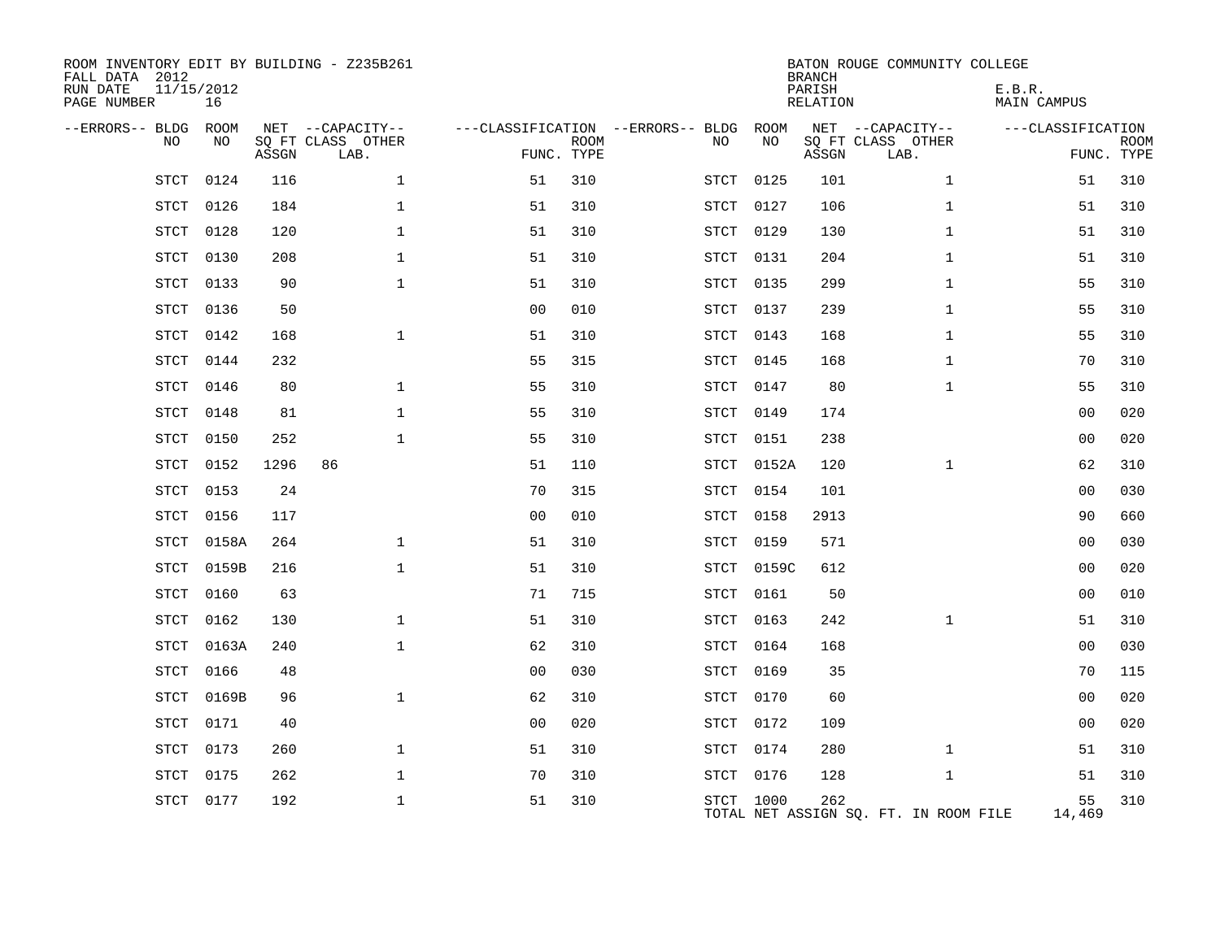ROOM INVENTORY EDIT BY BUILDING - Z235B261
FALL DATA 2012
RUN DATE 11/15/2012
PAGE NUMBER 16

BATON ROUGE COMMUNITY COLLEGE
BRANCH
PARISH E.B.R.
RELATION MAIN CAMPUS

| --ERRORS-- | BLDG NO | ROOM NO | NET SQ FT ASSGN | CAPACITY CLASS | CAPACITY OTHER LAB. | CLASSIFICATION FUNC. | ROOM TYPE | --ERRORS-- | BLDG NO | ROOM NO | NET SQ FT ASSGN | CAPACITY CLASS | CAPACITY OTHER LAB. | CLASSIFICATION FUNC. | ROOM TYPE |
|---|---|---|---|---|---|---|---|---|---|---|---|---|---|---|---|
| | STCT | 0124 | 116 | | 1 | 51 | 310 | | STCT | 0125 | 101 | | 1 | 51 | 310 |
| | STCT | 0126 | 184 | | 1 | 51 | 310 | | STCT | 0127 | 106 | | 1 | 51 | 310 |
| | STCT | 0128 | 120 | | 1 | 51 | 310 | | STCT | 0129 | 130 | | 1 | 51 | 310 |
| | STCT | 0130 | 208 | | 1 | 51 | 310 | | STCT | 0131 | 204 | | 1 | 51 | 310 |
| | STCT | 0133 | 90 | | 1 | 51 | 310 | | STCT | 0135 | 299 | | 1 | 55 | 310 |
| | STCT | 0136 | 50 | | | 00 | 010 | | STCT | 0137 | 239 | | 1 | 55 | 310 |
| | STCT | 0142 | 168 | | 1 | 51 | 310 | | STCT | 0143 | 168 | | 1 | 55 | 310 |
| | STCT | 0144 | 232 | | | 55 | 315 | | STCT | 0145 | 168 | | 1 | 70 | 310 |
| | STCT | 0146 | 80 | | 1 | 55 | 310 | | STCT | 0147 | 80 | | 1 | 55 | 310 |
| | STCT | 0148 | 81 | | 1 | 55 | 310 | | STCT | 0149 | 174 | | | 00 | 020 |
| | STCT | 0150 | 252 | | 1 | 55 | 310 | | STCT | 0151 | 238 | | | 00 | 020 |
| | STCT | 0152 | 1296 | 86 | | 51 | 110 | | STCT | 0152A | 120 | | 1 | 62 | 310 |
| | STCT | 0153 | 24 | | | 70 | 315 | | STCT | 0154 | 101 | | | 00 | 030 |
| | STCT | 0156 | 117 | | | 00 | 010 | | STCT | 0158 | 2913 | | | 90 | 660 |
| | STCT | 0158A | 264 | | 1 | 51 | 310 | | STCT | 0159 | 571 | | | 00 | 030 |
| | STCT | 0159B | 216 | | 1 | 51 | 310 | | STCT | 0159C | 612 | | | 00 | 020 |
| | STCT | 0160 | 63 | | | 71 | 715 | | STCT | 0161 | 50 | | | 00 | 010 |
| | STCT | 0162 | 130 | | 1 | 51 | 310 | | STCT | 0163 | 242 | | 1 | 51 | 310 |
| | STCT | 0163A | 240 | | 1 | 62 | 310 | | STCT | 0164 | 168 | | | 00 | 030 |
| | STCT | 0166 | 48 | | | 00 | 030 | | STCT | 0169 | 35 | | | 70 | 115 |
| | STCT | 0169B | 96 | | 1 | 62 | 310 | | STCT | 0170 | 60 | | | 00 | 020 |
| | STCT | 0171 | 40 | | | 00 | 020 | | STCT | 0172 | 109 | | | 00 | 020 |
| | STCT | 0173 | 260 | | 1 | 51 | 310 | | STCT | 0174 | 280 | | 1 | 51 | 310 |
| | STCT | 0175 | 262 | | 1 | 70 | 310 | | STCT | 0176 | 128 | | 1 | 51 | 310 |
| | STCT | 0177 | 192 | | 1 | 51 | 310 | | STCT | 1000 | 262 | | | 55 | 310 |

TOTAL NET ASSIGN SQ. FT. IN ROOM FILE 14,469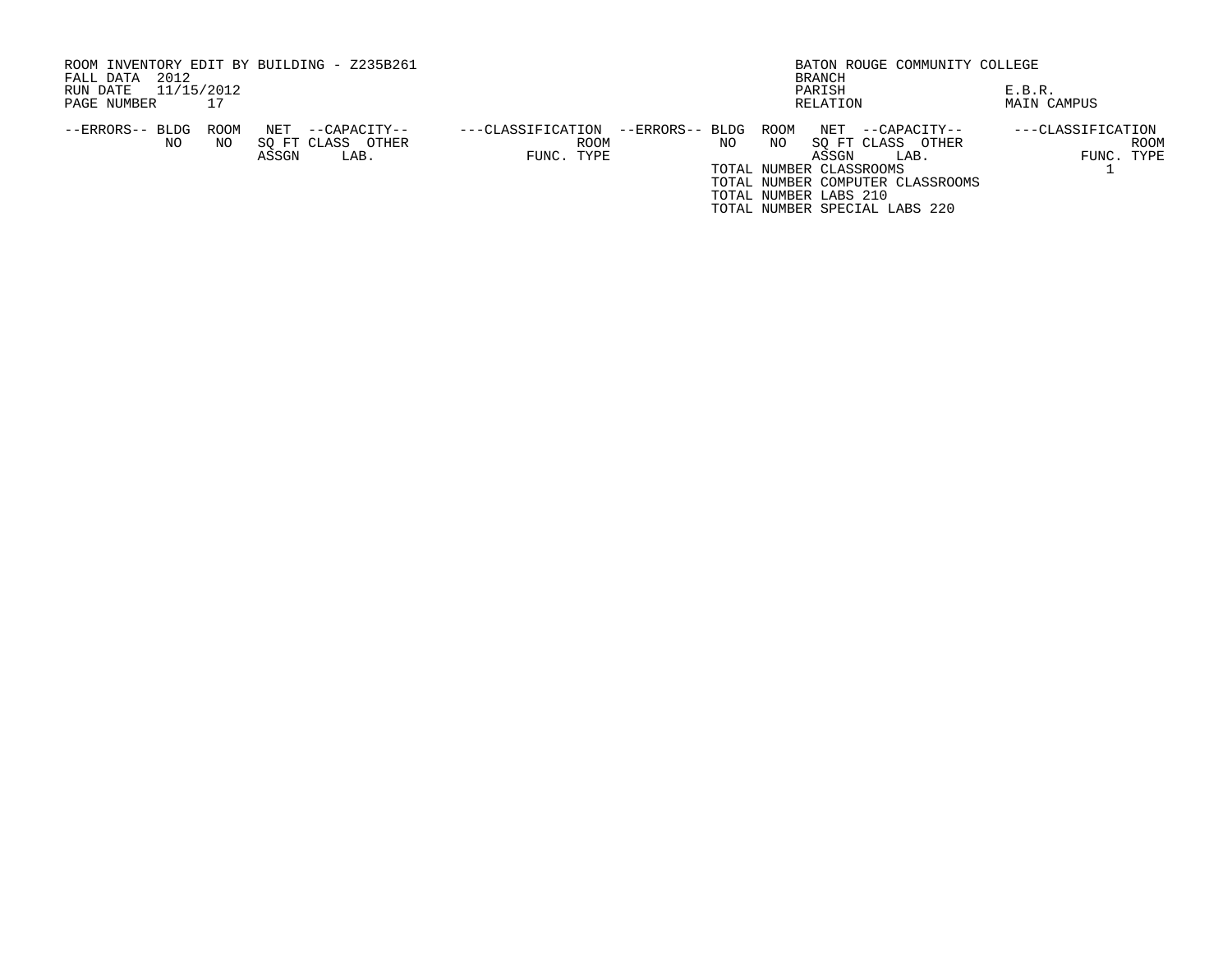ROOM INVENTORY EDIT BY BUILDING - Z235B261
FALL DATA 2012
RUN DATE 11/15/2012
PAGE NUMBER 17

BATON ROUGE COMMUNITY COLLEGE
BRANCH
PARISH E.B.R.
RELATION MAIN CAMPUS

| --ERRORS-- | BLDG NO | ROOM NO | NET SQ FT ASSGN | --CAPACITY-- CLASS | OTHER LAB. | ---CLASSIFICATION FUNC. | ROOM TYPE |
|---|---|---|---|---|---|---|---|

| --ERRORS-- | BLDG NO | ROOM NO | NET SQ FT ASSGN | --CAPACITY-- CLASS | OTHER LAB. | ---CLASSIFICATION FUNC. | ROOM TYPE |
|---|---|---|---|---|---|---|---|
| | TOTAL NUMBER CLASSROOMS | | | | | 1 | |
| | TOTAL NUMBER COMPUTER CLASSROOMS | | | | | | |
| | TOTAL NUMBER LABS 210 | | | | | | |
| | TOTAL NUMBER SPECIAL LABS 220 | | | | | | |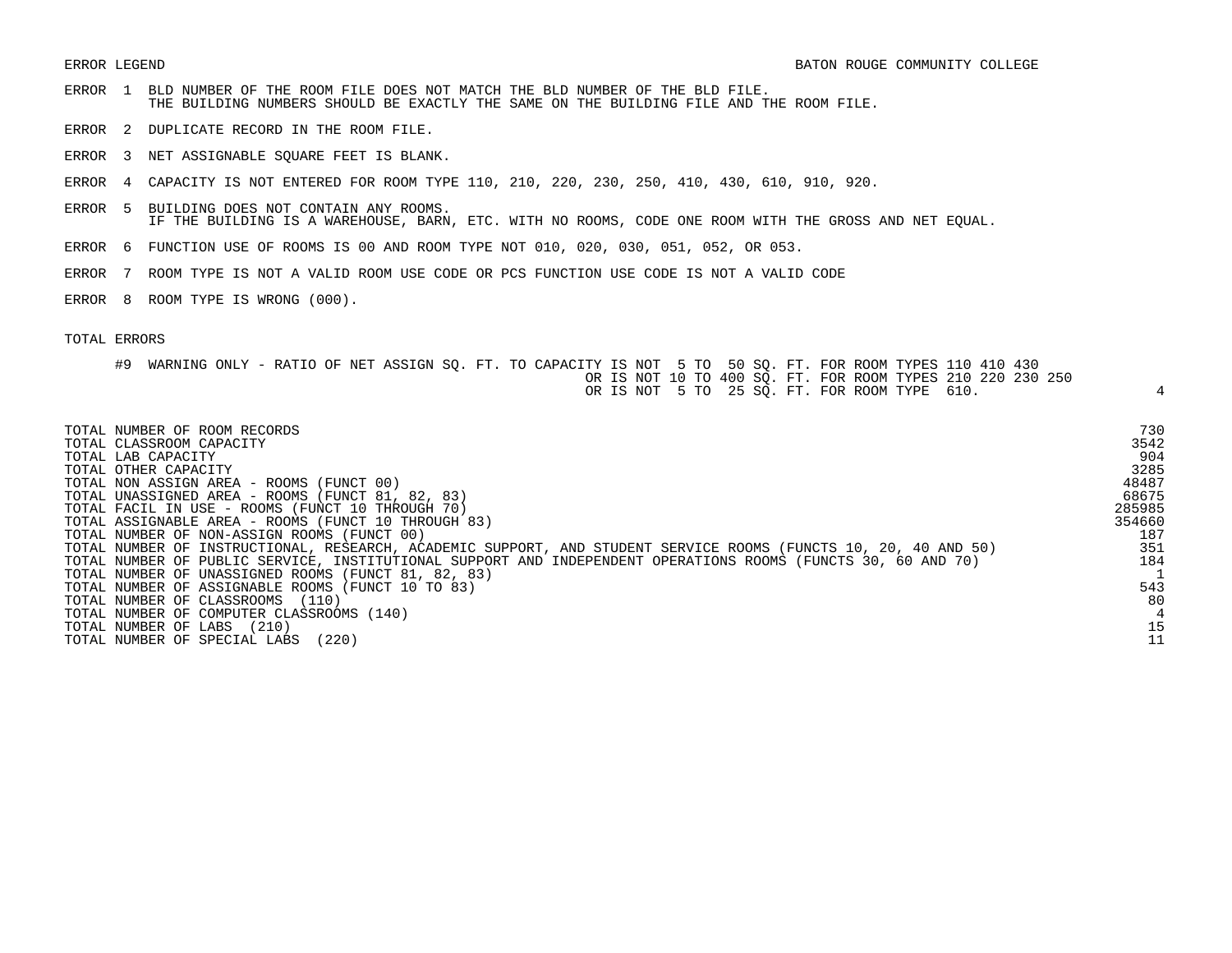ERROR LEGEND

BATON ROUGE COMMUNITY COLLEGE

ERROR 1 BLD NUMBER OF THE ROOM FILE DOES NOT MATCH THE BLD NUMBER OF THE BLD FILE.
THE BUILDING NUMBERS SHOULD BE EXACTLY THE SAME ON THE BUILDING FILE AND THE ROOM FILE.

ERROR 2 DUPLICATE RECORD IN THE ROOM FILE.

ERROR 3 NET ASSIGNABLE SQUARE FEET IS BLANK.

ERROR 4 CAPACITY IS NOT ENTERED FOR ROOM TYPE 110, 210, 220, 230, 250, 410, 430, 610, 910, 920.

ERROR 5 BUILDING DOES NOT CONTAIN ANY ROOMS.
IF THE BUILDING IS A WAREHOUSE, BARN, ETC. WITH NO ROOMS, CODE ONE ROOM WITH THE GROSS AND NET EQUAL.

ERROR 6 FUNCTION USE OF ROOMS IS 00 AND ROOM TYPE NOT 010, 020, 030, 051, 052, OR 053.

ERROR 7 ROOM TYPE IS NOT A VALID ROOM USE CODE OR PCS FUNCTION USE CODE IS NOT A VALID CODE

ERROR 8 ROOM TYPE IS WRONG (000).

TOTAL ERRORS

#9 WARNING ONLY - RATIO OF NET ASSIGN SQ. FT. TO CAPACITY IS NOT 5 TO 50 SQ. FT. FOR ROOM TYPES 110 410 430
OR IS NOT 10 TO 400 SQ. FT. FOR ROOM TYPES 210 220 230 250
OR IS NOT 5 TO 25 SQ. FT. FOR ROOM TYPE 610. 4

| | |
|---|---|
| TOTAL NUMBER OF ROOM RECORDS | 730 |
| TOTAL CLASSROOM CAPACITY | 3542 |
| TOTAL LAB CAPACITY | 904 |
| TOTAL OTHER CAPACITY | 3285 |
| TOTAL NON ASSIGN AREA - ROOMS (FUNCT 00) | 48487 |
| TOTAL UNASSIGNED AREA - ROOMS (FUNCT 81, 82, 83) | 68675 |
| TOTAL FACIL IN USE - ROOMS (FUNCT 10 THROUGH 70) | 285985 |
| TOTAL ASSIGNABLE AREA - ROOMS (FUNCT 10 THROUGH 83) | 354660 |
| TOTAL NUMBER OF NON-ASSIGN ROOMS (FUNCT 00) | 187 |
| TOTAL NUMBER OF INSTRUCTIONAL, RESEARCH, ACADEMIC SUPPORT, AND STUDENT SERVICE ROOMS (FUNCTS 10, 20, 40 AND 50) | 351 |
| TOTAL NUMBER OF PUBLIC SERVICE, INSTITUTIONAL SUPPORT AND INDEPENDENT OPERATIONS ROOMS (FUNCTS 30, 60 AND 70) | 184 |
| TOTAL NUMBER OF UNASSIGNED ROOMS (FUNCT 81, 82, 83) | 1 |
| TOTAL NUMBER OF ASSIGNABLE ROOMS (FUNCT 10 TO 83) | 543 |
| TOTAL NUMBER OF CLASSROOMS (110) | 80 |
| TOTAL NUMBER OF COMPUTER CLASSROOMS (140) | 4 |
| TOTAL NUMBER OF LABS (210) | 15 |
| TOTAL NUMBER OF SPECIAL LABS (220) | 11 |